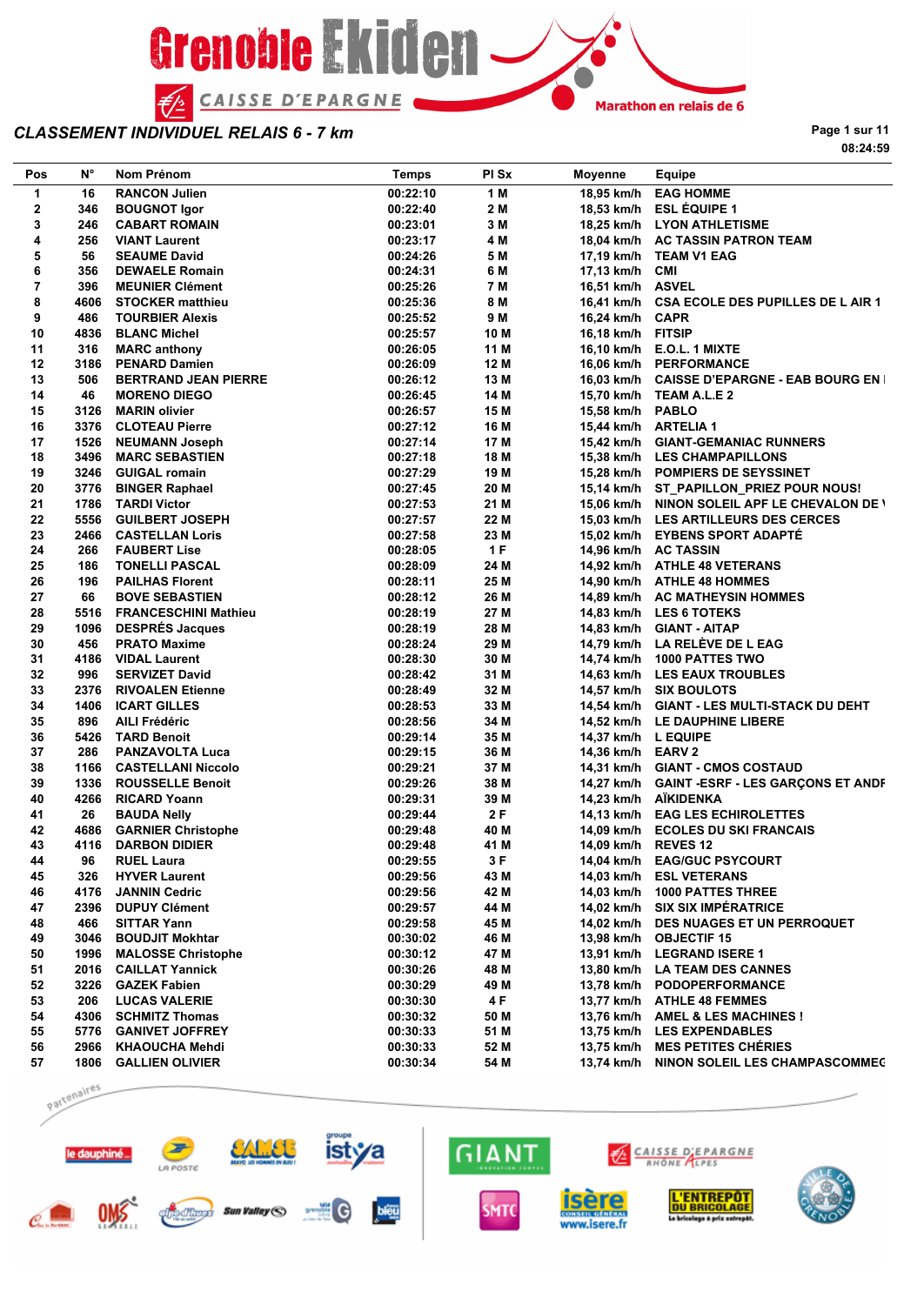# Grenoble Ekiden

CAISSE D'EPARGNE

Marathon en relais de 6

## *CLASSEMENT INDIVIDUEL RELAIS 6 - 7 km*

08:24:59

| Pos | N° | Nom Prénom | Temps | Pl Sx | Moyenne | Equipe |
|---|---|---|---|---|---|---|
| 1 | 16 | RANCON Julien | 00:22:10 | 1 M | 18,95 km/h | EAG HOMME |
| 2 | 346 | BOUGNOT Igor | 00:22:40 | 2 M | 18,53 km/h | ESL ÉQUIPE 1 |
| 3 | 246 | CABART ROMAIN | 00:23:01 | 3 M | 18,25 km/h | LYON ATHLETISME |
| 4 | 256 | VIANT Laurent | 00:23:17 | 4 M | 18,04 km/h | AC TASSIN PATRON TEAM |
| 5 | 56 | SEAUME David | 00:24:26 | 5 M | 17,19 km/h | TEAM V1 EAG |
| 6 | 356 | DEWAELE Romain | 00:24:31 | 6 M | 17,13 km/h | CMI |
| 7 | 396 | MEUNIER Clément | 00:25:26 | 7 M | 16,51 km/h | ASVEL |
| 8 | 4606 | STOCKER matthieu | 00:25:36 | 8 M | 16,41 km/h | CSA ECOLE DES PUPILLES DE L AIR 1 |
| 9 | 486 | TOURBIER Alexis | 00:25:52 | 9 M | 16,24 km/h | CAPR |
| 10 | 4836 | BLANC Michel | 00:25:57 | 10 M | 16,18 km/h | FITSIP |
| 11 | 316 | MARC anthony | 00:26:05 | 11 M | 16,10 km/h | E.O.L. 1 MIXTE |
| 12 | 3186 | PENARD Damien | 00:26:09 | 12 M | 16,06 km/h | PERFORMANCE |
| 13 | 506 | BERTRAND JEAN PIERRE | 00:26:12 | 13 M | 16,03 km/h | CAISSE D'EPARGNE - EAB BOURG EN I |
| 14 | 46 | MORENO DIEGO | 00:26:45 | 14 M | 15,70 km/h | TEAM A.L.E 2 |
| 15 | 3126 | MARIN olivier | 00:26:57 | 15 M | 15,58 km/h | PABLO |
| 16 | 3376 | CLOTEAU Pierre | 00:27:12 | 16 M | 15,44 km/h | ARTELIA 1 |
| 17 | 1526 | NEUMANN Joseph | 00:27:14 | 17 M | 15,42 km/h | GIANT-GEMANIAC RUNNERS |
| 18 | 3496 | MARC SEBASTIEN | 00:27:18 | 18 M | 15,38 km/h | LES CHAMPAPILLONS |
| 19 | 3246 | GUIGAL romain | 00:27:29 | 19 M | 15,28 km/h | POMPIERS DE SEYSSINET |
| 20 | 3776 | BINGER Raphael | 00:27:45 | 20 M | 15,14 km/h | ST_PAPILLON_PRIEZ POUR NOUS! |
| 21 | 1786 | TARDI Victor | 00:27:53 | 21 M | 15,06 km/h | NINON SOLEIL APF LE CHEVALON DE \ |
| 22 | 5556 | GUILBERT JOSEPH | 00:27:57 | 22 M | 15,03 km/h | LES ARTILLEURS DES CERCES |
| 23 | 2466 | CASTELLAN Loris | 00:27:58 | 23 M | 15,02 km/h | EYBENS SPORT ADAPTÉ |
| 24 | 266 | FAUBERT Lise | 00:28:05 | 1 F | 14,96 km/h | AC TASSIN |
| 25 | 186 | TONELLI PASCAL | 00:28:09 | 24 M | 14,92 km/h | ATHLE 48 VETERANS |
| 26 | 196 | PAILHAS Florent | 00:28:11 | 25 M | 14,90 km/h | ATHLE 48 HOMMES |
| 27 | 66 | BOVE SEBASTIEN | 00:28:12 | 26 M | 14,89 km/h | AC MATHEYSIN HOMMES |
| 28 | 5516 | FRANCESCHINI Mathieu | 00:28:19 | 27 M | 14,83 km/h | LES 6 TOTEKS |
| 29 | 1096 | DESPRÉS Jacques | 00:28:19 | 28 M | 14,83 km/h | GIANT - AITAP |
| 30 | 456 | PRATO Maxime | 00:28:24 | 29 M | 14,79 km/h | LA RELÈVE DE L EAG |
| 31 | 4186 | VIDAL Laurent | 00:28:30 | 30 M | 14,74 km/h | 1000 PATTES TWO |
| 32 | 996 | SERVIZET David | 00:28:42 | 31 M | 14,63 km/h | LES EAUX TROUBLES |
| 33 | 2376 | RIVOALEN Etienne | 00:28:49 | 32 M | 14,57 km/h | SIX BOULOTS |
| 34 | 1406 | ICART GILLES | 00:28:53 | 33 M | 14,54 km/h | GIANT - LES MULTI-STACK DU DEHT |
| 35 | 896 | AILI Frédéric | 00:28:56 | 34 M | 14,52 km/h | LE DAUPHINE LIBERE |
| 36 | 5426 | TARD Benoit | 00:29:14 | 35 M | 14,37 km/h | L EQUIPE |
| 37 | 286 | PANZAVOLTA Luca | 00:29:15 | 36 M | 14,36 km/h | EARV 2 |
| 38 | 1166 | CASTELLANI Niccolo | 00:29:21 | 37 M | 14,31 km/h | GIANT - CMOS COSTAUD |
| 39 | 1336 | ROUSSELLE Benoit | 00:29:26 | 38 M | 14,27 km/h | GAINT -ESRF - LES GARÇONS ET ANDF |
| 40 | 4266 | RICARD Yoann | 00:29:31 | 39 M | 14,23 km/h | AÏKIDENKA |
| 41 | 26 | BAUDA Nelly | 00:29:44 | 2 F | 14,13 km/h | EAG LES ECHIROLETTES |
| 42 | 4686 | GARNIER Christophe | 00:29:48 | 40 M | 14,09 km/h | ECOLES DU SKI FRANCAIS |
| 43 | 4116 | DARBON DIDIER | 00:29:48 | 41 M | 14,09 km/h | REVES 12 |
| 44 | 96 | RUEL Laura | 00:29:55 | 3 F | 14,04 km/h | EAG/GUC PSYCOURT |
| 45 | 326 | HYVER Laurent | 00:29:56 | 43 M | 14,03 km/h | ESL VETERANS |
| 46 | 4176 | JANNIN Cedric | 00:29:56 | 42 M | 14,03 km/h | 1000 PATTES THREE |
| 47 | 2396 | DUPUY Clément | 00:29:57 | 44 M | 14,02 km/h | SIX SIX IMPÉRATRICE |
| 48 | 466 | SITTAR Yann | 00:29:58 | 45 M | 14,02 km/h | DES NUAGES ET UN PERROQUET |
| 49 | 3046 | BOUDJIT Mokhtar | 00:30:02 | 46 M | 13,98 km/h | OBJECTIF 15 |
| 50 | 1996 | MALOSSE Christophe | 00:30:12 | 47 M | 13,91 km/h | LEGRAND ISERE 1 |
| 51 | 2016 | CAILLAT Yannick | 00:30:26 | 48 M | 13,80 km/h | LA TEAM DES CANNES |
| 52 | 3226 | GAZEK Fabien | 00:30:29 | 49 M | 13,78 km/h | PODOPERFORMANCE |
| 53 | 206 | LUCAS VALERIE | 00:30:30 | 4 F | 13,77 km/h | ATHLE 48 FEMMES |
| 54 | 4306 | SCHMITZ Thomas | 00:30:32 | 50 M | 13,76 km/h | AMEL & LES MACHINES ! |
| 55 | 5776 | GANIVET JOFFREY | 00:30:33 | 51 M | 13,75 km/h | LES EXPENDABLES |
| 56 | 2966 | KHAOUCHA Mehdi | 00:30:33 | 52 M | 13,75 km/h | MES PETITES CHÉRIES |
| 57 | 1806 | GALLIEN OLIVIER | 00:30:34 | 54 M | 13,74 km/h | NINON SOLEIL LES CHAMPASCOMMEG |

Partenaires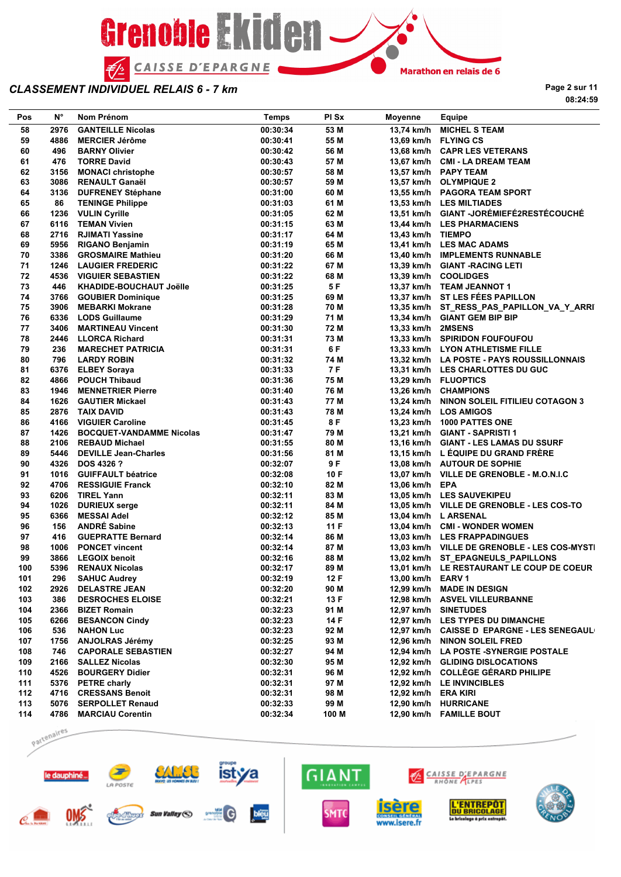## CLASSEMENT INDIVIDUEL RELAIS 6 - 7 km

08:24:59

| Pos | N° | Nom Prénom | Temps | Pl Sx | Moyenne | Equipe |
|---|---|---|---|---|---|---|
| 58 | 2976 | GANTEILLE Nicolas | 00:30:34 | 53 M | 13,74 km/h | MICHEL S TEAM |
| 59 | 4886 | MERCIER Jérôme | 00:30:41 | 55 M | 13,69 km/h | FLYING CS |
| 60 | 496 | BARNY Olivier | 00:30:42 | 56 M | 13,68 km/h | CAPR LES VETERANS |
| 61 | 476 | TORRE David | 00:30:43 | 57 M | 13,67 km/h | CMI - LA DREAM TEAM |
| 62 | 3156 | MONACI christophe | 00:30:57 | 58 M | 13,57 km/h | PAPY TEAM |
| 63 | 3086 | RENAULT Ganaël | 00:30:57 | 59 M | 13,57 km/h | OLYMPIQUE 2 |
| 64 | 3136 | DUFRENEY Stéphane | 00:31:00 | 60 M | 13,55 km/h | PAGORA TEAM SPORT |
| 65 | 86 | TENINGE Philippe | 00:31:03 | 61 M | 13,53 km/h | LES MILTIADES |
| 66 | 1236 | VULIN Cyrille | 00:31:05 | 62 M | 13,51 km/h | GIANT -JORÉMIEFÉ2RESTÉCOUCHÉ |
| 67 | 6116 | TEMAN Vivien | 00:31:15 | 63 M | 13,44 km/h | LES PHARMACIENS |
| 68 | 2716 | RJIMATI Yassine | 00:31:17 | 64 M | 13,43 km/h | TIEMPO |
| 69 | 5956 | RIGANO Benjamin | 00:31:19 | 65 M | 13,41 km/h | LES MAC ADAMS |
| 70 | 3386 | GROSMAIRE Mathieu | 00:31:20 | 66 M | 13,40 km/h | IMPLEMENTS RUNNABLE |
| 71 | 1246 | LAUGIER FREDERIC | 00:31:22 | 67 M | 13,39 km/h | GIANT -RACING LETI |
| 72 | 4536 | VIGUIER SEBASTIEN | 00:31:22 | 68 M | 13,39 km/h | COOLIDGES |
| 73 | 446 | KHADIDE-BOUCHAUT Joëlle | 00:31:25 | 5 F | 13,37 km/h | TEAM JEANNOT 1 |
| 74 | 3766 | GOUBIER Dominique | 00:31:25 | 69 M | 13,37 km/h | ST LES FÉES PAPILLON |
| 75 | 3906 | MEBARKI Mokrane | 00:31:28 | 70 M | 13,35 km/h | ST_RESS_PAS_PAPILLON_VA_Y_ARRI |
| 76 | 6336 | LODS Guillaume | 00:31:29 | 71 M | 13,34 km/h | GIANT GEM BIP BIP |
| 77 | 3406 | MARTINEAU Vincent | 00:31:30 | 72 M | 13,33 km/h | 2MSENS |
| 78 | 2446 | LLORCA Richard | 00:31:31 | 73 M | 13,33 km/h | SPIRIDON FOUFOUFOU |
| 79 | 236 | MARECHET PATRICIA | 00:31:31 | 6 F | 13,33 km/h | LYON ATHLETISME FILLE |
| 80 | 796 | LARDY ROBIN | 00:31:32 | 74 M | 13,32 km/h | LA POSTE - PAYS ROUSSILLONNAIS |
| 81 | 6376 | ELBEY Soraya | 00:31:33 | 7 F | 13,31 km/h | LES CHARLOTTES DU GUC |
| 82 | 4866 | POUCH Thibaud | 00:31:36 | 75 M | 13,29 km/h | FLUOPTICS |
| 83 | 1946 | MENNETRIER Pierre | 00:31:40 | 76 M | 13,26 km/h | CHAMPIONS |
| 84 | 1626 | GAUTIER Mickael | 00:31:43 | 77 M | 13,24 km/h | NINON SOLEIL FITILIEU COTAGON 3 |
| 85 | 2876 | TAIX DAVID | 00:31:43 | 78 M | 13,24 km/h | LOS AMIGOS |
| 86 | 4166 | VIGUIER Caroline | 00:31:45 | 8 F | 13,23 km/h | 1000 PATTES ONE |
| 87 | 1426 | BOCQUET-VANDAMME Nicolas | 00:31:47 | 79 M | 13,21 km/h | GIANT - SAPRISTI 1 |
| 88 | 2106 | REBAUD Michael | 00:31:55 | 80 M | 13,16 km/h | GIANT - LES LAMAS DU SSURF |
| 89 | 5446 | DEVILLE Jean-Charles | 00:31:56 | 81 M | 13,15 km/h | L ÉQUIPE DU GRAND FRÈRE |
| 90 | 4326 | DOS 4326 ? | 00:32:07 | 9 F | 13,08 km/h | AUTOUR DE SOPHIE |
| 91 | 1016 | GUIFFAULT béatrice | 00:32:08 | 10 F | 13,07 km/h | VILLE DE GRENOBLE - M.O.N.I.C |
| 92 | 4706 | RESSIGUIE Franck | 00:32:10 | 82 M | 13,06 km/h | EPA |
| 93 | 6206 | TIREL Yann | 00:32:11 | 83 M | 13,05 km/h | LES SAUVEKIPEU |
| 94 | 1026 | DURIEUX serge | 00:32:11 | 84 M | 13,05 km/h | VILLE DE GRENOBLE - LES COS-TO |
| 95 | 6366 | MESSAI Adel | 00:32:12 | 85 M | 13,04 km/h | L ARSENAL |
| 96 | 156 | ANDRÉ Sabine | 00:32:13 | 11 F | 13,04 km/h | CMI - WONDER WOMEN |
| 97 | 416 | GUEPRATTE Bernard | 00:32:14 | 86 M | 13,03 km/h | LES FRAPPADINGUES |
| 98 | 1006 | PONCET vincent | 00:32:14 | 87 M | 13,03 km/h | VILLE DE GRENOBLE - LES COS-MYSTI |
| 99 | 3866 | LEGOIX benoit | 00:32:16 | 88 M | 13,02 km/h | ST_EPAGNEULS_PAPILLONS |
| 100 | 5396 | RENAUX Nicolas | 00:32:17 | 89 M | 13,01 km/h | LE RESTAURANT LE COUP DE COEUR |
| 101 | 296 | SAHUC Audrey | 00:32:19 | 12 F | 13,00 km/h | EARV 1 |
| 102 | 2926 | DELASTRE JEAN | 00:32:20 | 90 M | 12,99 km/h | MADE IN DESIGN |
| 103 | 386 | DESROCHES ELOISE | 00:32:21 | 13 F | 12,98 km/h | ASVEL VILLEURBANNE |
| 104 | 2366 | BIZET Romain | 00:32:23 | 91 M | 12,97 km/h | SINETUDES |
| 105 | 6266 | BESANCON Cindy | 00:32:23 | 14 F | 12,97 km/h | LES TYPES DU DIMANCHE |
| 106 | 536 | NAHON Luc | 00:32:23 | 92 M | 12,97 km/h | CAISSE D EPARGNE - LES SENEGAUL |
| 107 | 1756 | ANJOLRAS Jérémy | 00:32:25 | 93 M | 12,96 km/h | NINON SOLEIL FRED |
| 108 | 746 | CAPORALE SEBASTIEN | 00:32:27 | 94 M | 12,94 km/h | LA POSTE -SYNERGIE POSTALE |
| 109 | 2166 | SALLEZ Nicolas | 00:32:30 | 95 M | 12,92 km/h | GLIDING DISLOCATIONS |
| 110 | 4526 | BOURGERY Didier | 00:32:31 | 96 M | 12,92 km/h | COLLÈGE GÉRARD PHILIPE |
| 111 | 5376 | PETRE charly | 00:32:31 | 97 M | 12,92 km/h | LE INVINCIBLES |
| 112 | 4716 | CRESSANS Benoit | 00:32:31 | 98 M | 12,92 km/h | ERA KIRI |
| 113 | 5076 | SERPOLLET Renaud | 00:32:33 | 99 M | 12,90 km/h | HURRICANE |
| 114 | 4786 | MARCIAU Corentin | 00:32:34 | 100 M | 12,90 km/h | FAMILLE BOUT |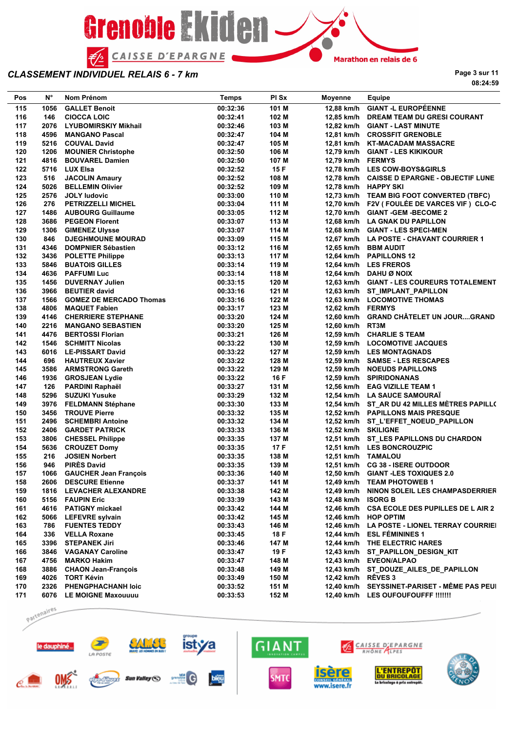# CLASSEMENT INDIVIDUEL RELAIS 6 - 7 km

08:24:59

| Pos | N° | Nom Prénom | Temps | Pl Sx | Moyenne | Equipe |
|---|---|---|---|---|---|---|
| 115 | 1056 | GALLET Benoit | 00:32:36 | 101 M | 12,88 km/h | GIANT -L EUROPÉENNE |
| 116 | 146 | CIOCCA LOIC | 00:32:41 | 102 M | 12,85 km/h | DREAM TEAM DU GRESI COURANT |
| 117 | 2076 | LYUBOMIRSKIY Mikhail | 00:32:46 | 103 M | 12,82 km/h | GIANT - LAST MINUTE |
| 118 | 4596 | MANGANO Pascal | 00:32:47 | 104 M | 12,81 km/h | CROSSFIT GRENOBLE |
| 119 | 5216 | COUVAL David | 00:32:47 | 105 M | 12,81 km/h | KT-MACADAM MASSACRE |
| 120 | 1206 | MOUNIER Christophe | 00:32:50 | 106 M | 12,79 km/h | GIANT - LES KIKIKOUR |
| 121 | 4816 | BOUVAREL Damien | 00:32:50 | 107 M | 12,79 km/h | FERMYS |
| 122 | 5716 | LUX Elsa | 00:32:52 | 15 F | 12,78 km/h | LES COW-BOYS&GIRLS |
| 123 | 516 | JACOLIN Amaury | 00:32:52 | 108 M | 12,78 km/h | CAISSE D EPARGNE - OBJECTIF LUNE |
| 124 | 5026 | BELLEMIN Olivier | 00:32:52 | 109 M | 12,78 km/h | HAPPY SKI |
| 125 | 2576 | JOLY ludovic | 00:33:00 | 110 M | 12,73 km/h | TEAM BIG FOOT CONVERTED (TBFC) |
| 126 | 276 | PETRIZZELLI MICHEL | 00:33:04 | 111 M | 12,70 km/h | F2V ( FOULÉE DE VARCES VIF ) CLO-C |
| 127 | 1486 | AUBOURG Guillaume | 00:33:05 | 112 M | 12,70 km/h | GIANT -GEM -BECOME 2 |
| 128 | 3686 | PEGEON Florent | 00:33:07 | 113 M | 12,68 km/h | LA GNAK DU PAPILLON |
| 129 | 1306 | GIMENEZ Ulysse | 00:33:07 | 114 M | 12,68 km/h | GIANT - LES SPECI-MEN |
| 130 | 846 | DJEGHMOUNE MOURAD | 00:33:09 | 115 M | 12,67 km/h | LA POSTE - CHAVANT COURRIER 1 |
| 131 | 4346 | DOMPNIER Sébastien | 00:33:12 | 116 M | 12,65 km/h | BBM AUDIT |
| 132 | 3436 | POLETTE Philippe | 00:33:13 | 117 M | 12,64 km/h | PAPILLONS 12 |
| 133 | 5846 | BUATOIS GILLES | 00:33:14 | 119 M | 12,64 km/h | LES FREROS |
| 134 | 4636 | PAFFUMI Luc | 00:33:14 | 118 M | 12,64 km/h | DAHU Ø NOIX |
| 135 | 1456 | DUVERNAY Julien | 00:33:15 | 120 M | 12,63 km/h | GIANT - LES COUREURS TOTALEMENT |
| 136 | 3966 | BEUTIER david | 00:33:16 | 121 M | 12,63 km/h | ST_IMPLANT_PAPILLON |
| 137 | 1566 | GOMEZ DE MERCADO Thomas | 00:33:16 | 122 M | 12,63 km/h | LOCOMOTIVE THOMAS |
| 138 | 4806 | MAQUET Fabien | 00:33:17 | 123 M | 12,62 km/h | FERMYS |
| 139 | 4146 | CHERRIERE STEPHANE | 00:33:20 | 124 M | 12,60 km/h | GRAND CHÂTELET UN JOUR....GRAND |
| 140 | 2216 | MANGANO SEBASTIEN | 00:33:20 | 125 M | 12,60 km/h | RT3M |
| 141 | 4476 | BERTOSSI Florian | 00:33:21 | 126 M | 12,59 km/h | CHARLIE S TEAM |
| 142 | 1546 | SCHMITT Nicolas | 00:33:22 | 130 M | 12,59 km/h | LOCOMOTIVE JACQUES |
| 143 | 6016 | LE-PISSART David | 00:33:22 | 127 M | 12,59 km/h | LES MONTAGNADS |
| 144 | 696 | HAUTREUX Xavier | 00:33:22 | 128 M | 12,59 km/h | SAMSE - LES RESCAPES |
| 145 | 3586 | ARMSTRONG Gareth | 00:33:22 | 129 M | 12,59 km/h | NOEUDS PAPILLONS |
| 146 | 1936 | GROSJEAN Lydie | 00:33:22 | 16 F | 12,59 km/h | SPIRIDONANAS |
| 147 | 126 | PARDINI Raphaël | 00:33:27 | 131 M | 12,56 km/h | EAG VIZILLE TEAM 1 |
| 148 | 5296 | SUZUKI Yusuke | 00:33:29 | 132 M | 12,54 km/h | LA SAUCE SAMOURAÏ |
| 149 | 3976 | FELDMANN Stéphane | 00:33:30 | 133 M | 12,54 km/h | ST_AR DU 42 MILLES MÈTRES PAPILL( |
| 150 | 3456 | TROUVE Pierre | 00:33:32 | 135 M | 12,52 km/h | PAPILLONS MAIS PRESQUE |
| 151 | 2496 | SCHEMBRI Antoine | 00:33:32 | 134 M | 12,52 km/h | ST_L'EFFET_NOEUD_PAPILLON |
| 152 | 2406 | GARDET PATRICK | 00:33:33 | 136 M | 12,52 km/h | SKILIGNE |
| 153 | 3806 | CHESSEL Philippe | 00:33:35 | 137 M | 12,51 km/h | ST_LES PAPILLONS DU CHARDON |
| 154 | 5636 | CROUZET Domy | 00:33:35 | 17 F | 12,51 km/h | LES BONCROUZPIC |
| 155 | 216 | JOSIEN Norbert | 00:33:35 | 138 M | 12,51 km/h | TAMALOU |
| 156 | 946 | PIRÈS David | 00:33:35 | 139 M | 12,51 km/h | CG 38 - ISERE OUTDOOR |
| 157 | 1066 | GAUCHER Jean François | 00:33:36 | 140 M | 12,50 km/h | GIANT -LES TOXIQUES 2.0 |
| 158 | 2606 | DESCURE Etienne | 00:33:37 | 141 M | 12,49 km/h | TEAM PHOTOWEB 1 |
| 159 | 1816 | LEVACHER ALEXANDRE | 00:33:38 | 142 M | 12,49 km/h | NINON SOLEIL LES CHAMPASDERRIER |
| 160 | 5156 | FAUPIN Eric | 00:33:39 | 143 M | 12,48 km/h | ISORG B |
| 161 | 4616 | PATIGNY mickael | 00:33:42 | 144 M | 12,46 km/h | CSA ECOLE DES PUPILLES DE L AIR 2 |
| 162 | 5066 | LEFEVRE sylvain | 00:33:42 | 145 M | 12,46 km/h | HOP OPTIM |
| 163 | 786 | FUENTES TEDDY | 00:33:43 | 146 M | 12,46 km/h | LA POSTE - LIONEL TERRAY COURRIEI |
| 164 | 336 | VELLA Roxane | 00:33:45 | 18 F | 12,44 km/h | ESL FÉMININES 1 |
| 165 | 3396 | STEPANEK Jiri | 00:33:46 | 147 M | 12,44 km/h | THE ELECTRIC HARES |
| 166 | 3846 | VAGANAY Caroline | 00:33:47 | 19 F | 12,43 km/h | ST_PAPILLON_DESIGN_KIT |
| 167 | 4756 | MARKO Hakim | 00:33:47 | 148 M | 12,43 km/h | EVEON/ALPAO |
| 168 | 3886 | CHAON Jean-François | 00:33:48 | 149 M | 12,43 km/h | ST_DOUZE_AILES_DE_PAPILLON |
| 169 | 4026 | TORT Kévin | 00:33:49 | 150 M | 12,42 km/h | RÊVES 3 |
| 170 | 2326 | PHENGPHACHANH loic | 00:33:52 | 151 M | 12,40 km/h | SEYSSINET-PARISET - MÊME PAS PEUI |
| 171 | 6076 | LE MOIGNE Maxouuuu | 00:33:53 | 152 M | 12,40 km/h | LES OUFOUFOUFFF !!!!!!! |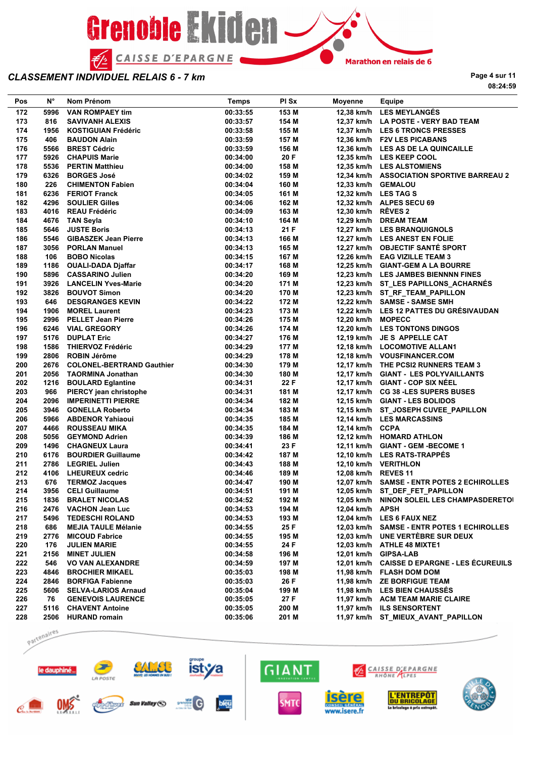# CLASSEMENT INDIVIDUEL RELAIS 6 - 7 km

| Pos | N° | Nom Prénom | Temps | Pl Sx | Moyenne | Equipe |
|---|---|---|---|---|---|---|
| 172 | 5996 | VAN ROMPAEY tim | 00:33:55 | 153 M | 12,38 km/h | LES MEYLANGÉS |
| 173 | 816 | SAVIVANH ALEXIS | 00:33:57 | 154 M | 12,37 km/h | LA POSTE - VERY BAD TEAM |
| 174 | 1956 | KOSTIGUIAN Frédéric | 00:33:58 | 155 M | 12,37 km/h | LES 6 TRONCS PRESSES |
| 175 | 406 | BAUDON Alain | 00:33:59 | 157 M | 12,36 km/h | F2V LES PICABANS |
| 176 | 5566 | BREST Cédric | 00:33:59 | 156 M | 12,36 km/h | LES AS DE LA QUINCAILLE |
| 177 | 5926 | CHAPUIS Marie | 00:34:00 | 20 F | 12,35 km/h | LES KEEP COOL |
| 178 | 5536 | PERTIN Matthieu | 00:34:00 | 158 M | 12,35 km/h | LES ALSTOMIENS |
| 179 | 6326 | BORGES José | 00:34:02 | 159 M | 12,34 km/h | ASSOCIATION SPORTIVE BARREAU 2 |
| 180 | 226 | CHIMENTON Fabien | 00:34:04 | 160 M | 12,33 km/h | GEMALOU |
| 181 | 6236 | FERIOT Franck | 00:34:05 | 161 M | 12,32 km/h | LES TAG S |
| 182 | 4296 | SOULIER Gilles | 00:34:06 | 162 M | 12,32 km/h | ALPES SECU 69 |
| 183 | 4016 | REAU Frédéric | 00:34:09 | 163 M | 12,30 km/h | RÊVES 2 |
| 184 | 4676 | TAN Seyla | 00:34:10 | 164 M | 12,29 km/h | DREAM TEAM |
| 185 | 5646 | JUSTE Boris | 00:34:13 | 21 F | 12,27 km/h | LES BRANQUIGNOLS |
| 186 | 5546 | GIBASZEK Jean Pierre | 00:34:13 | 166 M | 12,27 km/h | LES ANEST EN FOLIE |
| 187 | 3056 | PORLAN Manuel | 00:34:13 | 165 M | 12,27 km/h | OBJECTIF SANTÉ SPORT |
| 188 | 106 | BOBO Nicolas | 00:34:15 | 167 M | 12,26 km/h | EAG VIZILLE TEAM 3 |
| 189 | 1186 | OUALI-DADA Djaffar | 00:34:17 | 168 M | 12,25 km/h | GIANT-GEM A LA BOURRE |
| 190 | 5896 | CASSARINO Julien | 00:34:20 | 169 M | 12,23 km/h | LES JAMBES BIENNNN FINES |
| 191 | 3926 | LANCELIN Yves-Marie | 00:34:20 | 171 M | 12,23 km/h | ST_LES PAPILLONS_ACHARNÉS |
| 192 | 3826 | BOUVOT Simon | 00:34:20 | 170 M | 12,23 km/h | ST_RF_TEAM_PAPILLON |
| 193 | 646 | DESGRANGES KEVIN | 00:34:22 | 172 M | 12,22 km/h | SAMSE - SAMSE SMH |
| 194 | 1906 | MOREL Laurent | 00:34:23 | 173 M | 12,22 km/h | LES 12 PATTES DU GRÉSIVAUDAN |
| 195 | 2996 | PELLET Jean Pierre | 00:34:26 | 175 M | 12,20 km/h | MOPECC |
| 196 | 6246 | VIAL GREGORY | 00:34:26 | 174 M | 12,20 km/h | LES TONTONS DINGOS |
| 197 | 5176 | DUPLAT Eric | 00:34:27 | 176 M | 12,19 km/h | JE S APPELLE CAT |
| 198 | 1586 | THIERVOZ Frédéric | 00:34:29 | 177 M | 12,18 km/h | LOCOMOTIVE ALLAN1 |
| 199 | 2806 | ROBIN Jérôme | 00:34:29 | 178 M | 12,18 km/h | VOUSFINANCER.COM |
| 200 | 2676 | COLONEL-BERTRAND Gauthier | 00:34:30 | 179 M | 12,17 km/h | THE PCSI2 RUNNERS TEAM 3 |
| 201 | 2056 | TAORMINA Jonathan | 00:34:30 | 180 M | 12,17 km/h | GIANT - LES POLYVAILLANTS |
| 202 | 1216 | BOULARD Eglantine | 00:34:31 | 22 F | 12,17 km/h | GIANT - COP SIX NÉEL |
| 203 | 966 | PIERCY jean christophe | 00:34:31 | 181 M | 12,17 km/h | CG 38 -LES SUPERS BUSES |
| 204 | 2096 | IMPERINETTI PIERRE | 00:34:34 | 182 M | 12,15 km/h | GIANT - LES BOLIDOS |
| 205 | 3946 | GONELLA Roberto | 00:34:34 | 183 M | 12,15 km/h | ST_JOSEPH CUVEE_PAPILLON |
| 206 | 5966 | ABDENOR Yahiaoui | 00:34:35 | 185 M | 12,14 km/h | LES MARCASSINS |
| 207 | 4466 | ROUSSEAU MIKA | 00:34:35 | 184 M | 12,14 km/h | CCPA |
| 208 | 5056 | GEYMOND Adrien | 00:34:39 | 186 M | 12,12 km/h | HOMARD ATHLON |
| 209 | 1496 | CHAGNEUX Laura | 00:34:41 | 23 F | 12,11 km/h | GIANT - GEM -BECOME 1 |
| 210 | 6176 | BOURDIER Guillaume | 00:34:42 | 187 M | 12,10 km/h | LES RATS-TRAPPÉS |
| 211 | 2786 | LEGRIEL Julien | 00:34:43 | 188 M | 12,10 km/h | VERITHLON |
| 212 | 4106 | LHEUREUX cedric | 00:34:46 | 189 M | 12,08 km/h | REVES 11 |
| 213 | 676 | TERMOZ Jacques | 00:34:47 | 190 M | 12,07 km/h | SAMSE - ENTR POTES 2 ECHIROLLES |
| 214 | 3956 | CELI Guillaume | 00:34:51 | 191 M | 12,05 km/h | ST_DEF_FET_PAPILLON |
| 215 | 1836 | BRALET NICOLAS | 00:34:52 | 192 M | 12,05 km/h | NINON SOLEIL LES CHAMPASDERETOI |
| 216 | 2476 | VACHON Jean Luc | 00:34:53 | 194 M | 12,04 km/h | APSH |
| 217 | 5496 | TEDESCHI ROLAND | 00:34:53 | 193 M | 12,04 km/h | LES 6 FAUX NEZ |
| 218 | 686 | MEJIA TAULE Mélanie | 00:34:55 | 25 F | 12,03 km/h | SAMSE - ENTR POTES 1 ECHIROLLES |
| 219 | 2776 | MICOUD Fabrice | 00:34:55 | 195 M | 12,03 km/h | UNE VERTÈBRE SUR DEUX |
| 220 | 176 | JULIEN MARIE | 00:34:55 | 24 F | 12,03 km/h | ATHLE 48 MIXTE1 |
| 221 | 2156 | MINET JULIEN | 00:34:58 | 196 M | 12,01 km/h | GIPSA-LAB |
| 222 | 546 | VO VAN ALEXANDRE | 00:34:59 | 197 M | 12,01 km/h | CAISSE D EPARGNE - LES ÉCUREUILS |
| 223 | 4846 | BROCHIER MIKAEL | 00:35:03 | 198 M | 11,98 km/h | FLASH DOM DOM |
| 224 | 2846 | BORFIGA Fabienne | 00:35:03 | 26 F | 11,98 km/h | ZE BORFIGUE TEAM |
| 225 | 5606 | SELVA-LARIOS Arnaud | 00:35:04 | 199 M | 11,98 km/h | LES BIEN CHAUSSÉS |
| 226 | 76 | GENEVOIS LAURENCE | 00:35:05 | 27 F | 11,97 km/h | ACM TEAM MARIE CLAIRE |
| 227 | 5116 | CHAVENT Antoine | 00:35:05 | 200 M | 11,97 km/h | ILS SENSORTENT |
| 228 | 2506 | HURAND romain | 00:35:06 | 201 M | 11,97 km/h | ST_MIEUX_AVANT_PAPILLON |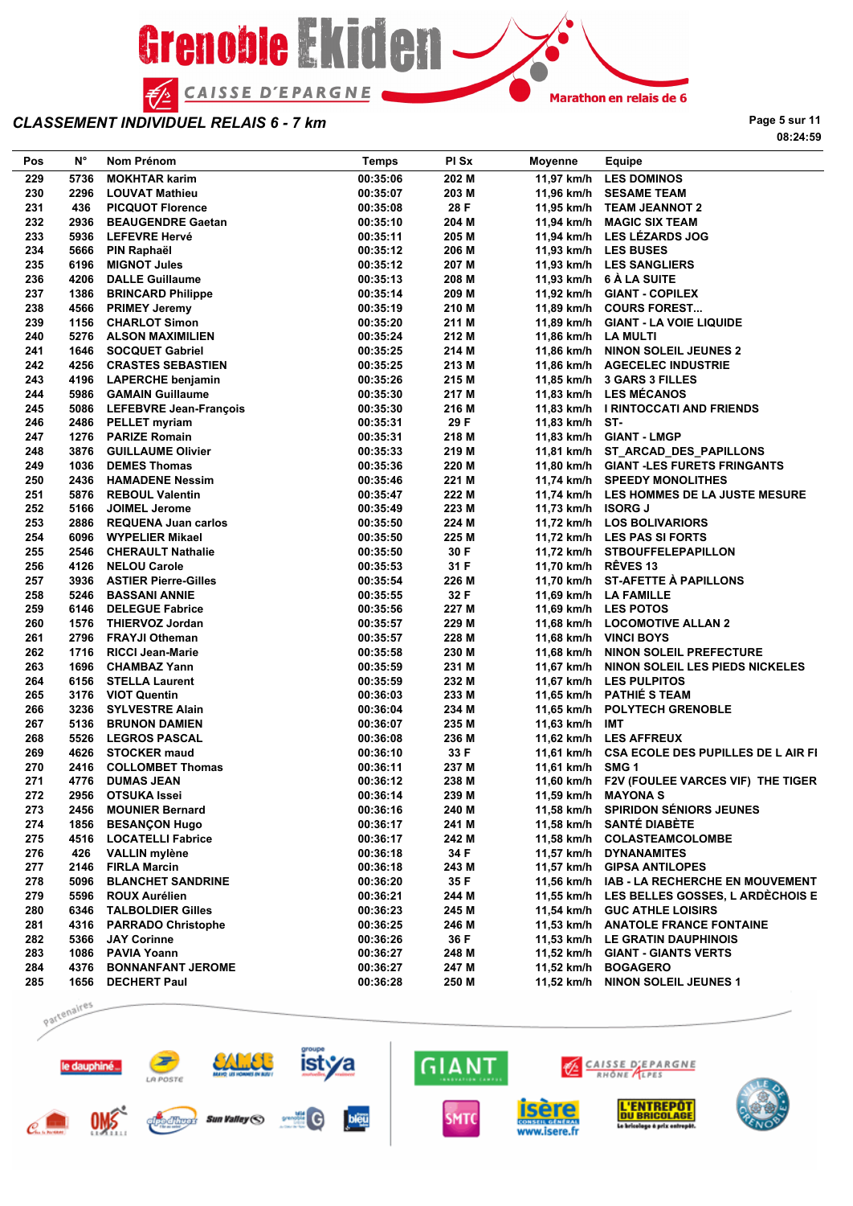## CLASSEMENT INDIVIDUEL RELAIS 6 - 7 km

| Pos | N° | Nom Prénom | Temps | Pl Sx | Moyenne | Equipe |
|---|---|---|---|---|---|---|
| 229 | 5736 | MOKHTAR karim | 00:35:06 | 202 M | 11,97 km/h | LES DOMINOS |
| 230 | 2296 | LOUVAT Mathieu | 00:35:07 | 203 M | 11,96 km/h | SESAME TEAM |
| 231 | 436 | PICQUOT Florence | 00:35:08 | 28 F | 11,95 km/h | TEAM JEANNOT 2 |
| 232 | 2936 | BEAUGENDRE Gaetan | 00:35:10 | 204 M | 11,94 km/h | MAGIC SIX TEAM |
| 233 | 5936 | LEFEVRE Hervé | 00:35:11 | 205 M | 11,94 km/h | LES LÉZARDS JOG |
| 234 | 5666 | PIN Raphaël | 00:35:12 | 206 M | 11,93 km/h | LES BUSES |
| 235 | 6196 | MIGNOT Jules | 00:35:12 | 207 M | 11,93 km/h | LES SANGLIERS |
| 236 | 4206 | DALLE Guillaume | 00:35:13 | 208 M | 11,93 km/h | 6 À LA SUITE |
| 237 | 1386 | BRINCARD Philippe | 00:35:14 | 209 M | 11,92 km/h | GIANT - COPILEX |
| 238 | 4566 | PRIMEY Jeremy | 00:35:19 | 210 M | 11,89 km/h | COURS FOREST... |
| 239 | 1156 | CHARLOT Simon | 00:35:20 | 211 M | 11,89 km/h | GIANT - LA VOIE LIQUIDE |
| 240 | 5276 | ALSON MAXIMILIEN | 00:35:24 | 212 M | 11,86 km/h | LA MULTI |
| 241 | 1646 | SOCQUET Gabriel | 00:35:25 | 214 M | 11,86 km/h | NINON SOLEIL JEUNES 2 |
| 242 | 4256 | CRASTES SEBASTIEN | 00:35:25 | 213 M | 11,86 km/h | AGECELEC INDUSTRIE |
| 243 | 4196 | LAPERCHE benjamin | 00:35:26 | 215 M | 11,85 km/h | 3 GARS 3 FILLES |
| 244 | 5986 | GAMAIN Guillaume | 00:35:30 | 217 M | 11,83 km/h | LES MÉCANOS |
| 245 | 5086 | LEFEBVRE Jean-François | 00:35:30 | 216 M | 11,83 km/h | I RINTOCCATI AND FRIENDS |
| 246 | 2486 | PELLET myriam | 00:35:31 | 29 F | 11,83 km/h | ST- |
| 247 | 1276 | PARIZE Romain | 00:35:31 | 218 M | 11,83 km/h | GIANT - LMGP |
| 248 | 3876 | GUILLAUME Olivier | 00:35:33 | 219 M | 11,81 km/h | ST_ARCAD_DES_PAPILLONS |
| 249 | 1036 | DEMES Thomas | 00:35:36 | 220 M | 11,80 km/h | GIANT -LES FURETS FRINGANTS |
| 250 | 2436 | HAMADENE Nessim | 00:35:46 | 221 M | 11,74 km/h | SPEEDY MONOLITHES |
| 251 | 5876 | REBOUL Valentin | 00:35:47 | 222 M | 11,74 km/h | LES HOMMES DE LA JUSTE MESURE |
| 252 | 5166 | JOIMEL Jerome | 00:35:49 | 223 M | 11,73 km/h | ISORG J |
| 253 | 2886 | REQUENA Juan carlos | 00:35:50 | 224 M | 11,72 km/h | LOS BOLIVARIOS |
| 254 | 6096 | WYPELIER Mikael | 00:35:50 | 225 M | 11,72 km/h | LES PAS SI FORTS |
| 255 | 2546 | CHERAULT Nathalie | 00:35:50 | 30 F | 11,72 km/h | STBOUFFELEPAPILLON |
| 256 | 4126 | NELOU Carole | 00:35:53 | 31 F | 11,70 km/h | RÊVES 13 |
| 257 | 3936 | ASTIER Pierre-Gilles | 00:35:54 | 226 M | 11,70 km/h | ST-AFETTE À PAPILLONS |
| 258 | 5246 | BASSANI ANNIE | 00:35:55 | 32 F | 11,69 km/h | LA FAMILLE |
| 259 | 6146 | DELEGUE Fabrice | 00:35:56 | 227 M | 11,69 km/h | LES POTOS |
| 260 | 1576 | THIERVOZ Jordan | 00:35:57 | 229 M | 11,68 km/h | LOCOMOTIVE ALLAN 2 |
| 261 | 2796 | FRAYJI Otheman | 00:35:57 | 228 M | 11,68 km/h | VINCI BOYS |
| 262 | 1716 | RICCI Jean-Marie | 00:35:58 | 230 M | 11,68 km/h | NINON SOLEIL PREFECTURE |
| 263 | 1696 | CHAMBAZ Yann | 00:35:59 | 231 M | 11,67 km/h | NINON SOLEIL LES PIEDS NICKELES |
| 264 | 6156 | STELLA Laurent | 00:35:59 | 232 M | 11,67 km/h | LES PULPITOS |
| 265 | 3176 | VIOT Quentin | 00:36:03 | 233 M | 11,65 km/h | PATHIÉ S TEAM |
| 266 | 3236 | SYLVESTRE Alain | 00:36:04 | 234 M | 11,65 km/h | POLYTECH GRENOBLE |
| 267 | 5136 | BRUNON DAMIEN | 00:36:07 | 235 M | 11,63 km/h | IMT |
| 268 | 5526 | LEGROS PASCAL | 00:36:08 | 236 M | 11,62 km/h | LES AFFREUX |
| 269 | 4626 | STOCKER maud | 00:36:10 | 33 F | 11,61 km/h | CSA ECOLE DES PUPILLES DE L AIR FI |
| 270 | 2416 | COLLOMBET Thomas | 00:36:11 | 237 M | 11,61 km/h | SMG 1 |
| 271 | 4776 | DUMAS JEAN | 00:36:12 | 238 M | 11,60 km/h | F2V (FOULEE VARCES VIF) THE TIGER |
| 272 | 2956 | OTSUKA Issei | 00:36:14 | 239 M | 11,59 km/h | MAYONA S |
| 273 | 2456 | MOUNIER Bernard | 00:36:16 | 240 M | 11,58 km/h | SPIRIDON SÉNIORS JEUNES |
| 274 | 1856 | BESANÇON Hugo | 00:36:17 | 241 M | 11,58 km/h | SANTÉ DIABÈTE |
| 275 | 4516 | LOCATELLI Fabrice | 00:36:17 | 242 M | 11,58 km/h | COLASTEAMCOLOMBE |
| 276 | 426 | VALLIN mylène | 00:36:18 | 34 F | 11,57 km/h | DYNAMANITES |
| 277 | 2146 | FIRLA Marcin | 00:36:18 | 243 M | 11,57 km/h | GIPSA ANTILOPES |
| 278 | 5096 | BLANCHET SANDRINE | 00:36:20 | 35 F | 11,56 km/h | IAB - LA RECHERCHE EN MOUVEMENT |
| 279 | 5596 | ROUX Aurélien | 00:36:21 | 244 M | 11,55 km/h | LES BELLES GOSSES, L ARDÈCHOIS E |
| 280 | 6346 | TALBOLDIER Gilles | 00:36:23 | 245 M | 11,54 km/h | GUC ATHLE LOISIRS |
| 281 | 4316 | PARRADO Christophe | 00:36:25 | 246 M | 11,53 km/h | ANATOLE FRANCE FONTAINE |
| 282 | 5366 | JAY Corinne | 00:36:26 | 36 F | 11,53 km/h | LE GRATIN DAUPHINOIS |
| 283 | 1086 | PAVIA Yoann | 00:36:27 | 248 M | 11,52 km/h | GIANT - GIANTS VERTS |
| 284 | 4376 | BONNANFANT JEROME | 00:36:27 | 247 M | 11,52 km/h | BOGAGERO |
| 285 | 1656 | DECHERT Paul | 00:36:28 | 250 M | 11,52 km/h | NINON SOLEIL JEUNES 1 |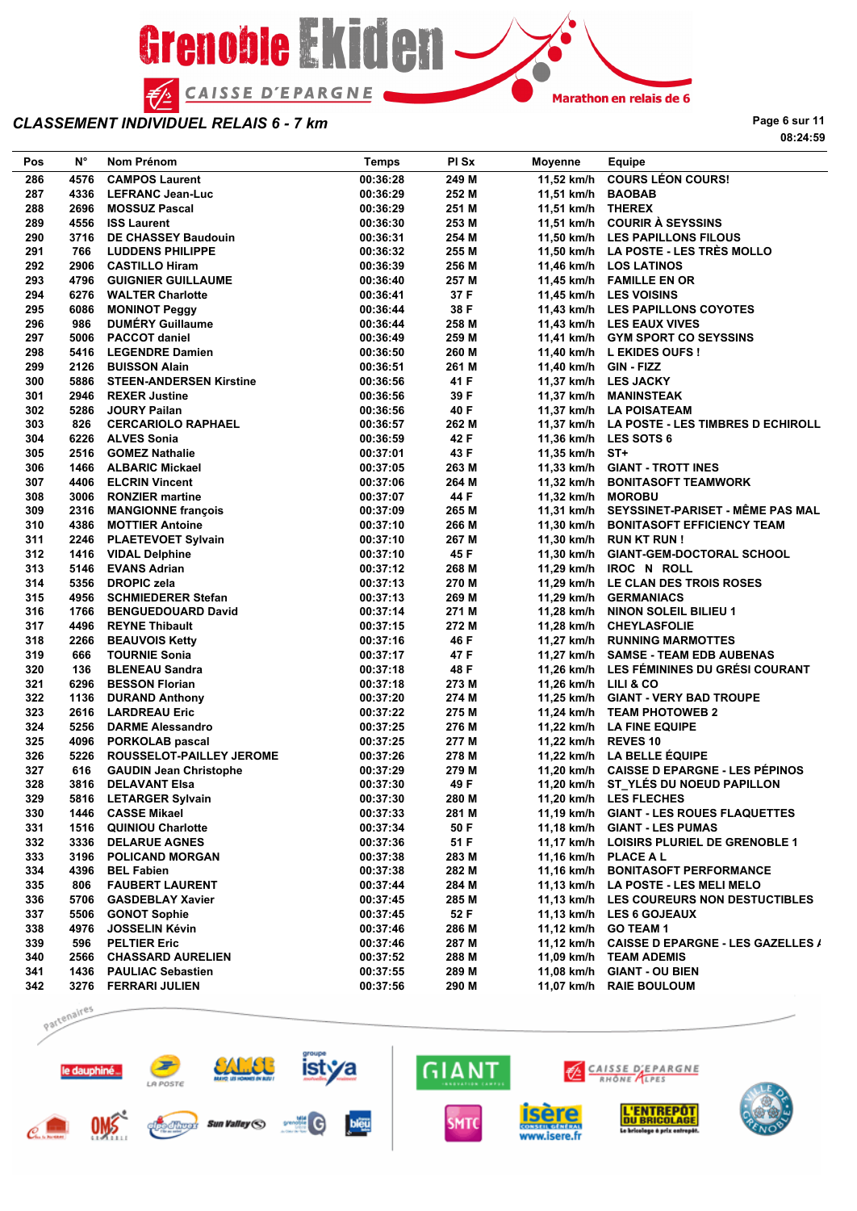## CLASSEMENT INDIVIDUEL RELAIS 6 - 7 km

08:24:59

| Pos | N° | Nom Prénom | Temps | Pl Sx | Moyenne | Equipe |
|---|---|---|---|---|---|---|
| 286 | 4576 | CAMPOS Laurent | 00:36:28 | 249 M | 11,52 km/h | COURS LÉON COURS! |
| 287 | 4336 | LEFRANC Jean-Luc | 00:36:29 | 252 M | 11,51 km/h | BAOBAB |
| 288 | 2696 | MOSSUZ Pascal | 00:36:29 | 251 M | 11,51 km/h | THEREX |
| 289 | 4556 | ISS Laurent | 00:36:30 | 253 M | 11,51 km/h | COURIR À SEYSSINS |
| 290 | 3716 | DE CHASSEY Baudouin | 00:36:31 | 254 M | 11,50 km/h | LES PAPILLONS FILOUS |
| 291 | 766 | LUDDENS PHILIPPE | 00:36:32 | 255 M | 11,50 km/h | LA POSTE - LES TRÈS MOLLO |
| 292 | 2906 | CASTILLO Hiram | 00:36:39 | 256 M | 11,46 km/h | LOS LATINOS |
| 293 | 4796 | GUIGNIER GUILLAUME | 00:36:40 | 257 M | 11,45 km/h | FAMILLE EN OR |
| 294 | 6276 | WALTER Charlotte | 00:36:41 | 37 F | 11,45 km/h | LES VOISINS |
| 295 | 6086 | MONINOT Peggy | 00:36:44 | 38 F | 11,43 km/h | LES PAPILLONS COYOTES |
| 296 | 986 | DUMÉRY Guillaume | 00:36:44 | 258 M | 11,43 km/h | LES EAUX VIVES |
| 297 | 5006 | PACCOT daniel | 00:36:49 | 259 M | 11,41 km/h | GYM SPORT CO SEYSSINS |
| 298 | 5416 | LEGENDRE Damien | 00:36:50 | 260 M | 11,40 km/h | L EKIDES OUFS ! |
| 299 | 2126 | BUISSON Alain | 00:36:51 | 261 M | 11,40 km/h | GIN - FIZZ |
| 300 | 5886 | STEEN-ANDERSEN Kirstine | 00:36:56 | 41 F | 11,37 km/h | LES JACKY |
| 301 | 2946 | REXER Justine | 00:36:56 | 39 F | 11,37 km/h | MANINSTEAK |
| 302 | 5286 | JOURY Pailan | 00:36:56 | 40 F | 11,37 km/h | LA POISATEAM |
| 303 | 826 | CERCARIOLO RAPHAEL | 00:36:57 | 262 M | 11,37 km/h | LA POSTE - LES TIMBRES D ECHIROLL |
| 304 | 6226 | ALVES Sonia | 00:36:59 | 42 F | 11,36 km/h | LES SOTS 6 |
| 305 | 2516 | GOMEZ Nathalie | 00:37:01 | 43 F | 11,35 km/h | ST+ |
| 306 | 1466 | ALBARIC Mickael | 00:37:05 | 263 M | 11,33 km/h | GIANT - TROTT INES |
| 307 | 4406 | ELCRIN Vincent | 00:37:06 | 264 M | 11,32 km/h | BONITASOFT TEAMWORK |
| 308 | 3006 | RONZIER martine | 00:37:07 | 44 F | 11,32 km/h | MOROBU |
| 309 | 2316 | MANGIONNE françois | 00:37:09 | 265 M | 11,31 km/h | SEYSSINET-PARISET - MÊME PAS MAL |
| 310 | 4386 | MOTTIER Antoine | 00:37:10 | 266 M | 11,30 km/h | BONITASOFT EFFICIENCY TEAM |
| 311 | 2246 | PLAETEVOET Sylvain | 00:37:10 | 267 M | 11,30 km/h | RUN KT RUN ! |
| 312 | 1416 | VIDAL Delphine | 00:37:10 | 45 F | 11,30 km/h | GIANT-GEM-DOCTORAL SCHOOL |
| 313 | 5146 | EVANS Adrian | 00:37:12 | 268 M | 11,29 km/h | IROC N ROLL |
| 314 | 5356 | DROPIC zela | 00:37:13 | 270 M | 11,29 km/h | LE CLAN DES TROIS ROSES |
| 315 | 4956 | SCHMIEDERER Stefan | 00:37:13 | 269 M | 11,29 km/h | GERMANIACS |
| 316 | 1766 | BENGUEDOUARD David | 00:37:14 | 271 M | 11,28 km/h | NINON SOLEIL BILIEU 1 |
| 317 | 4496 | REYNE Thibault | 00:37:15 | 272 M | 11,28 km/h | CHEYLASFOLIE |
| 318 | 2266 | BEAUVOIS Ketty | 00:37:16 | 46 F | 11,27 km/h | RUNNING MARMOTTES |
| 319 | 666 | TOURNIE Sonia | 00:37:17 | 47 F | 11,27 km/h | SAMSE - TEAM EDB AUBENAS |
| 320 | 136 | BLENEAU Sandra | 00:37:18 | 48 F | 11,26 km/h | LES FÉMININES DU GRÉSI COURANT |
| 321 | 6296 | BESSON Florian | 00:37:18 | 273 M | 11,26 km/h | LILI & CO |
| 322 | 1136 | DURAND Anthony | 00:37:20 | 274 M | 11,25 km/h | GIANT - VERY BAD TROUPE |
| 323 | 2616 | LARDREAU Eric | 00:37:22 | 275 M | 11,24 km/h | TEAM PHOTOWEB 2 |
| 324 | 5256 | DARME Alessandro | 00:37:25 | 276 M | 11,22 km/h | LA FINE EQUIPE |
| 325 | 4096 | PORKOLAB pascal | 00:37:25 | 277 M | 11,22 km/h | REVES 10 |
| 326 | 5226 | ROUSSELOT-PAILLEY JEROME | 00:37:26 | 278 M | 11,22 km/h | LA BELLE ÉQUIPE |
| 327 | 616 | GAUDIN Jean Christophe | 00:37:29 | 279 M | 11,20 km/h | CAISSE D EPARGNE - LES PÉPINOS |
| 328 | 3816 | DELAVANT Elsa | 00:37:30 | 49 F | 11,20 km/h | ST_YLÉS DU NOEUD PAPILLON |
| 329 | 5816 | LETARGER Sylvain | 00:37:30 | 280 M | 11,20 km/h | LES FLECHES |
| 330 | 1446 | CASSE Mikael | 00:37:33 | 281 M | 11,19 km/h | GIANT - LES ROUES FLAQUETTES |
| 331 | 1516 | QUINIOU Charlotte | 00:37:34 | 50 F | 11,18 km/h | GIANT - LES PUMAS |
| 332 | 3336 | DELARUE AGNES | 00:37:36 | 51 F | 11,17 km/h | LOISIRS PLURIEL DE GRENOBLE 1 |
| 333 | 3196 | POLICAND MORGAN | 00:37:38 | 283 M | 11,16 km/h | PLACE A L |
| 334 | 4396 | BEL Fabien | 00:37:38 | 282 M | 11,16 km/h | BONITASOFT PERFORMANCE |
| 335 | 806 | FAUBERT LAURENT | 00:37:44 | 284 M | 11,13 km/h | LA POSTE - LES MELI MELO |
| 336 | 5706 | GASDEBLAY Xavier | 00:37:45 | 285 M | 11,13 km/h | LES COUREURS NON DESTUCTIBLES |
| 337 | 5506 | GONOT Sophie | 00:37:45 | 52 F | 11,13 km/h | LES 6 GOJEAUX |
| 338 | 4976 | JOSSELIN Kévin | 00:37:46 | 286 M | 11,12 km/h | GO TEAM 1 |
| 339 | 596 | PELTIER Eric | 00:37:46 | 287 M | 11,12 km/h | CAISSE D EPARGNE - LES GAZELLES / |
| 340 | 2566 | CHASSARD AURELIEN | 00:37:52 | 288 M | 11,09 km/h | TEAM ADEMIS |
| 341 | 1436 | PAULIAC Sebastien | 00:37:55 | 289 M | 11,08 km/h | GIANT - OU BIEN |
| 342 | 3276 | FERRARI JULIEN | 00:37:56 | 290 M | 11,07 km/h | RAIE BOULOUM |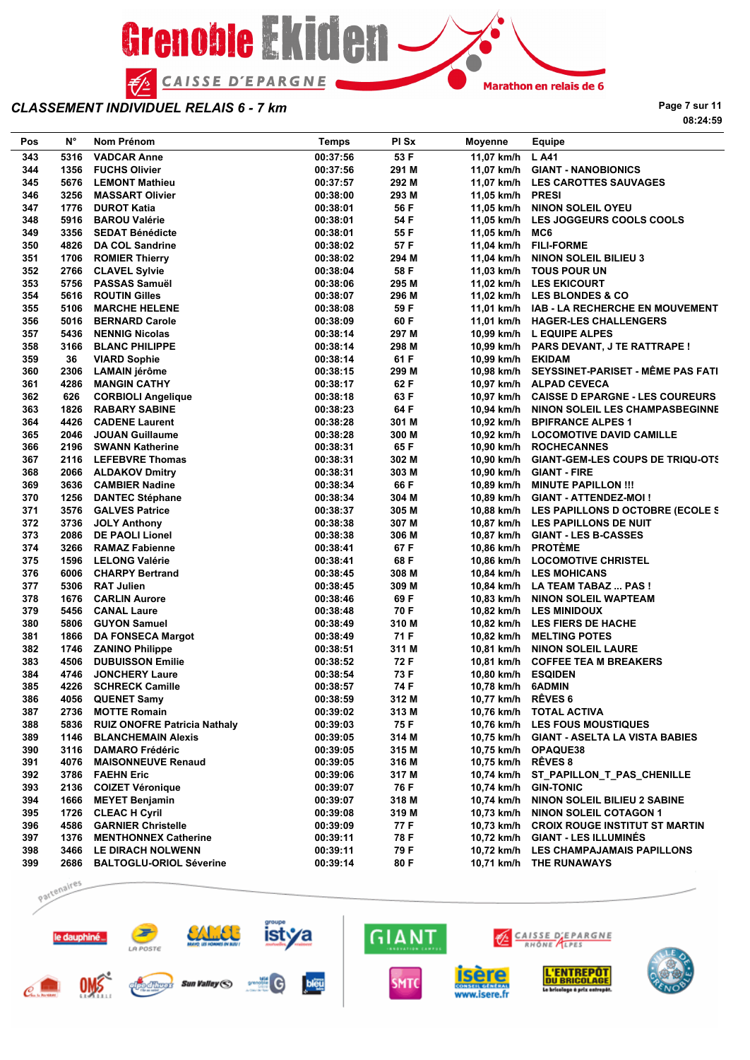# CLASSEMENT INDIVIDUEL RELAIS 6 - 7 km

08:24:59

| Pos | N° | Nom Prénom | Temps | Pl Sx | Moyenne | Equipe |
|---|---|---|---|---|---|---|
| 343 | 5316 | VADCAR Anne | 00:37:56 | 53 F | 11,07 km/h | L A41 |
| 344 | 1356 | FUCHS Olivier | 00:37:56 | 291 M | 11,07 km/h | GIANT - NANOBIONICS |
| 345 | 5676 | LEMONT Mathieu | 00:37:57 | 292 M | 11,07 km/h | LES CAROTTES SAUVAGES |
| 346 | 3256 | MASSART Olivier | 00:38:00 | 293 M | 11,05 km/h | PRESI |
| 347 | 1776 | DUROT Katia | 00:38:01 | 56 F | 11,05 km/h | NINON SOLEIL OYEU |
| 348 | 5916 | BAROU Valérie | 00:38:01 | 54 F | 11,05 km/h | LES JOGGEURS COOLS COOLS |
| 349 | 3356 | SEDAT Bénédicte | 00:38:01 | 55 F | 11,05 km/h | MC6 |
| 350 | 4826 | DA COL Sandrine | 00:38:02 | 57 F | 11,04 km/h | FILI-FORME |
| 351 | 1706 | ROMIER Thierry | 00:38:02 | 294 M | 11,04 km/h | NINON SOLEIL BILIEU 3 |
| 352 | 2766 | CLAVEL Sylvie | 00:38:04 | 58 F | 11,03 km/h | TOUS POUR UN |
| 353 | 5756 | PASSAS Samuël | 00:38:06 | 295 M | 11,02 km/h | LES EKICOURT |
| 354 | 5616 | ROUTIN Gilles | 00:38:07 | 296 M | 11,02 km/h | LES BLONDES & CO |
| 355 | 5106 | MARCHE HELENE | 00:38:08 | 59 F | 11,01 km/h | IAB - LA RECHERCHE EN MOUVEMENT |
| 356 | 5016 | BERNARD Carole | 00:38:09 | 60 F | 11,01 km/h | HAGER-LES CHALLENGERS |
| 357 | 5436 | NENNIG Nicolas | 00:38:14 | 297 M | 10,99 km/h | L EQUIPE ALPES |
| 358 | 3166 | BLANC PHILIPPE | 00:38:14 | 298 M | 10,99 km/h | PARS DEVANT, J TE RATTRAPE ! |
| 359 | 36 | VIARD Sophie | 00:38:14 | 61 F | 10,99 km/h | EKIDAM |
| 360 | 2306 | LAMAIN jérôme | 00:38:15 | 299 M | 10,98 km/h | SEYSSINET-PARISET - MÊME PAS FATI |
| 361 | 4286 | MANGIN CATHY | 00:38:17 | 62 F | 10,97 km/h | ALPAD CEVECA |
| 362 | 626 | CORBIOLI Angelique | 00:38:18 | 63 F | 10,97 km/h | CAISSE D EPARGNE - LES COUREURS |
| 363 | 1826 | RABARY SABINE | 00:38:23 | 64 F | 10,94 km/h | NINON SOLEIL LES CHAMPASBEGINNE |
| 364 | 4426 | CADENE Laurent | 00:38:28 | 301 M | 10,92 km/h | BPIFRANCE ALPES 1 |
| 365 | 2046 | JOUAN Guillaume | 00:38:28 | 300 M | 10,92 km/h | LOCOMOTIVE DAVID CAMILLE |
| 366 | 2196 | SWANN Katherine | 00:38:31 | 65 F | 10,90 km/h | ROCHECANNES |
| 367 | 2116 | LEFEBVRE Thomas | 00:38:31 | 302 M | 10,90 km/h | GIANT-GEM-LES COUPS DE TRIQU-OTS |
| 368 | 2066 | ALDAKOV Dmitry | 00:38:31 | 303 M | 10,90 km/h | GIANT - FIRE |
| 369 | 3636 | CAMBIER Nadine | 00:38:34 | 66 F | 10,89 km/h | MINUTE PAPILLON !!! |
| 370 | 1256 | DANTEC Stéphane | 00:38:34 | 304 M | 10,89 km/h | GIANT - ATTENDEZ-MOI ! |
| 371 | 3576 | GALVES Patrice | 00:38:37 | 305 M | 10,88 km/h | LES PAPILLONS D OCTOBRE (ECOLE S |
| 372 | 3736 | JOLY Anthony | 00:38:38 | 307 M | 10,87 km/h | LES PAPILLONS DE NUIT |
| 373 | 2086 | DE PAOLI Lionel | 00:38:38 | 306 M | 10,87 km/h | GIANT - LES B-CASSES |
| 374 | 3266 | RAMAZ Fabienne | 00:38:41 | 67 F | 10,86 km/h | PROTÈME |
| 375 | 1596 | LELONG Valérie | 00:38:41 | 68 F | 10,86 km/h | LOCOMOTIVE CHRISTEL |
| 376 | 6006 | CHARPY Bertrand | 00:38:45 | 308 M | 10,84 km/h | LES MOHICANS |
| 377 | 5306 | RAT Julien | 00:38:45 | 309 M | 10,84 km/h | LA TEAM TABAZ ... PAS ! |
| 378 | 1676 | CARLIN Aurore | 00:38:46 | 69 F | 10,83 km/h | NINON SOLEIL WAPTEAM |
| 379 | 5456 | CANAL Laure | 00:38:48 | 70 F | 10,82 km/h | LES MINIDOUX |
| 380 | 5806 | GUYON Samuel | 00:38:49 | 310 M | 10,82 km/h | LES FIERS DE HACHE |
| 381 | 1866 | DA FONSECA Margot | 00:38:49 | 71 F | 10,82 km/h | MELTING POTES |
| 382 | 1746 | ZANINO Philippe | 00:38:51 | 311 M | 10,81 km/h | NINON SOLEIL LAURE |
| 383 | 4506 | DUBUISSON Emilie | 00:38:52 | 72 F | 10,81 km/h | COFFEE TEA M BREAKERS |
| 384 | 4746 | JONCHERY Laure | 00:38:54 | 73 F | 10,80 km/h | ESQIDEN |
| 385 | 4226 | SCHRECK Camille | 00:38:57 | 74 F | 10,78 km/h | 6ADMIN |
| 386 | 4056 | QUENET Samy | 00:38:59 | 312 M | 10,77 km/h | RÊVES 6 |
| 387 | 2736 | MOTTE Romain | 00:39:02 | 313 M | 10,76 km/h | TOTAL ACTIVA |
| 388 | 5836 | RUIZ ONOFRE Patricia Nathaly | 00:39:03 | 75 F | 10,76 km/h | LES FOUS MOUSTIQUES |
| 389 | 1146 | BLANCHEMAIN Alexis | 00:39:05 | 314 M | 10,75 km/h | GIANT - ASELTA LA VISTA BABIES |
| 390 | 3116 | DAMARO Frédéric | 00:39:05 | 315 M | 10,75 km/h | OPAQUE38 |
| 391 | 4076 | MAISONNEUVE Renaud | 00:39:05 | 316 M | 10,75 km/h | RÊVES 8 |
| 392 | 3786 | FAEHN Eric | 00:39:06 | 317 M | 10,74 km/h | ST_PAPILLON_T_PAS_CHENILLE |
| 393 | 2136 | COIZET Véronique | 00:39:07 | 76 F | 10,74 km/h | GIN-TONIC |
| 394 | 1666 | MEYET Benjamin | 00:39:07 | 318 M | 10,74 km/h | NINON SOLEIL BILIEU 2 SABINE |
| 395 | 1726 | CLEAC H Cyril | 00:39:08 | 319 M | 10,73 km/h | NINON SOLEIL COTAGON 1 |
| 396 | 4586 | GARNIER Christelle | 00:39:09 | 77 F | 10,73 km/h | CROIX ROUGE INSTITUT ST MARTIN |
| 397 | 1376 | MENTHONNEX Catherine | 00:39:11 | 78 F | 10,72 km/h | GIANT - LES ILLUMINÉS |
| 398 | 3466 | LE DIRACH NOLWENN | 00:39:11 | 79 F | 10,72 km/h | LES CHAMPAJAMAIS PAPILLONS |
| 399 | 2686 | BALTOGLU-ORIOL Séverine | 00:39:14 | 80 F | 10,71 km/h | THE RUNAWAYS |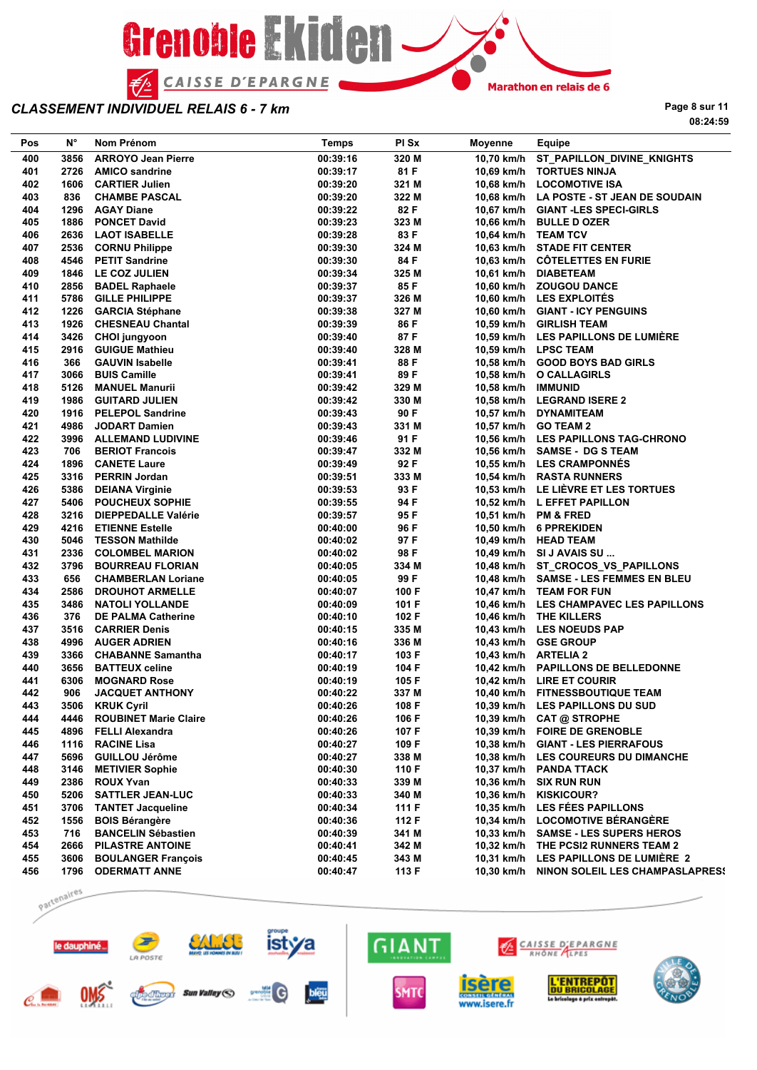# CLASSEMENT INDIVIDUEL RELAIS 6 - 7 km

08:24:59

| Pos | N° | Nom Prénom | Temps | Pl Sx | Moyenne | Equipe |
|---|---|---|---|---|---|---|
| 400 | 3856 | ARROYO Jean Pierre | 00:39:16 | 320 M | 10,70 km/h | ST_PAPILLON_DIVINE_KNIGHTS |
| 401 | 2726 | AMICO sandrine | 00:39:17 | 81 F | 10,69 km/h | TORTUES NINJA |
| 402 | 1606 | CARTIER Julien | 00:39:20 | 321 M | 10,68 km/h | LOCOMOTIVE ISA |
| 403 | 836 | CHAMBE PASCAL | 00:39:20 | 322 M | 10,68 km/h | LA POSTE - ST JEAN DE SOUDAIN |
| 404 | 1296 | AGAY Diane | 00:39:22 | 82 F | 10,67 km/h | GIANT -LES SPECI-GIRLS |
| 405 | 1886 | PONCET David | 00:39:23 | 323 M | 10,66 km/h | BULLE D OZER |
| 406 | 2636 | LAOT ISABELLE | 00:39:28 | 83 F | 10,64 km/h | TEAM TCV |
| 407 | 2536 | CORNU Philippe | 00:39:30 | 324 M | 10,63 km/h | STADE FIT CENTER |
| 408 | 4546 | PETIT Sandrine | 00:39:30 | 84 F | 10,63 km/h | CÔTELETTES EN FURIE |
| 409 | 1846 | LE COZ JULIEN | 00:39:34 | 325 M | 10,61 km/h | DIABETEAM |
| 410 | 2856 | BADEL Raphaele | 00:39:37 | 85 F | 10,60 km/h | ZOUGOU DANCE |
| 411 | 5786 | GILLE PHILIPPE | 00:39:37 | 326 M | 10,60 km/h | LES EXPLOITÉS |
| 412 | 1226 | GARCIA Stéphane | 00:39:38 | 327 M | 10,60 km/h | GIANT - ICY PENGUINS |
| 413 | 1926 | CHESNEAU Chantal | 00:39:39 | 86 F | 10,59 km/h | GIRLISH TEAM |
| 414 | 3426 | CHOI jungyoon | 00:39:40 | 87 F | 10,59 km/h | LES PAPILLONS DE LUMIÈRE |
| 415 | 2916 | GUIGUE Mathieu | 00:39:40 | 328 M | 10,59 km/h | LPSC TEAM |
| 416 | 366 | GAUVIN Isabelle | 00:39:41 | 88 F | 10,58 km/h | GOOD BOYS BAD GIRLS |
| 417 | 3066 | BUIS Camille | 00:39:41 | 89 F | 10,58 km/h | O CALLAGIRLS |
| 418 | 5126 | MANUEL Manurii | 00:39:42 | 329 M | 10,58 km/h | IMMUNID |
| 419 | 1986 | GUITARD JULIEN | 00:39:42 | 330 M | 10,58 km/h | LEGRAND ISERE 2 |
| 420 | 1916 | PELEPOL Sandrine | 00:39:43 | 90 F | 10,57 km/h | DYNAMITEAM |
| 421 | 4986 | JODART Damien | 00:39:43 | 331 M | 10,57 km/h | GO TEAM 2 |
| 422 | 3996 | ALLEMAND LUDIVINE | 00:39:46 | 91 F | 10,56 km/h | LES PAPILLONS TAG-CHRONO |
| 423 | 706 | BERIOT Francois | 00:39:47 | 332 M | 10,56 km/h | SAMSE - DG S TEAM |
| 424 | 1896 | CANETE Laure | 00:39:49 | 92 F | 10,55 km/h | LES CRAMPONNÉS |
| 425 | 3316 | PERRIN Jordan | 00:39:51 | 333 M | 10,54 km/h | RASTA RUNNERS |
| 426 | 5386 | DEIANA Virginie | 00:39:53 | 93 F | 10,53 km/h | LE LIÈVRE ET LES TORTUES |
| 427 | 5406 | POUCHEUX SOPHIE | 00:39:55 | 94 F | 10,52 km/h | L EFFET PAPILLON |
| 428 | 3216 | DIEPPEDALLE Valérie | 00:39:57 | 95 F | 10,51 km/h | PM & FRED |
| 429 | 4216 | ETIENNE Estelle | 00:40:00 | 96 F | 10,50 km/h | 6 PPREKIDEN |
| 430 | 5046 | TESSON Mathilde | 00:40:02 | 97 F | 10,49 km/h | HEAD TEAM |
| 431 | 2336 | COLOMBEL MARION | 00:40:02 | 98 F | 10,49 km/h | SI J AVAIS SU ... |
| 432 | 3796 | BOURREAU FLORIAN | 00:40:05 | 334 M | 10,48 km/h | ST_CROCOS_VS_PAPILLONS |
| 433 | 656 | CHAMBERLAN Loriane | 00:40:05 | 99 F | 10,48 km/h | SAMSE - LES FEMMES EN BLEU |
| 434 | 2586 | DROUHOT ARMELLE | 00:40:07 | 100 F | 10,47 km/h | TEAM FOR FUN |
| 435 | 3486 | NATOLI YOLLANDE | 00:40:09 | 101 F | 10,46 km/h | LES CHAMPAVEC LES PAPILLONS |
| 436 | 376 | DE PALMA Catherine | 00:40:10 | 102 F | 10,46 km/h | THE KILLERS |
| 437 | 3516 | CARRIER Denis | 00:40:15 | 335 M | 10,43 km/h | LES NOEUDS PAP |
| 438 | 4996 | AUGER ADRIEN | 00:40:16 | 336 M | 10,43 km/h | GSE GROUP |
| 439 | 3366 | CHABANNE Samantha | 00:40:17 | 103 F | 10,43 km/h | ARTELIA 2 |
| 440 | 3656 | BATTEUX celine | 00:40:19 | 104 F | 10,42 km/h | PAPILLONS DE BELLEDONNE |
| 441 | 6306 | MOGNARD Rose | 00:40:19 | 105 F | 10,42 km/h | LIRE ET COURIR |
| 442 | 906 | JACQUET ANTHONY | 00:40:22 | 337 M | 10,40 km/h | FITNESSBOUTIQUE TEAM |
| 443 | 3506 | KRUK Cyril | 00:40:26 | 108 F | 10,39 km/h | LES PAPILLONS DU SUD |
| 444 | 4446 | ROUBINET Marie Claire | 00:40:26 | 106 F | 10,39 km/h | CAT @ STROPHE |
| 445 | 4896 | FELLI Alexandra | 00:40:26 | 107 F | 10,39 km/h | FOIRE DE GRENOBLE |
| 446 | 1116 | RACINE Lisa | 00:40:27 | 109 F | 10,38 km/h | GIANT - LES PIERRAFOUS |
| 447 | 5696 | GUILLOU Jérôme | 00:40:27 | 338 M | 10,38 km/h | LES COUREURS DU DIMANCHE |
| 448 | 3146 | METIVIER Sophie | 00:40:30 | 110 F | 10,37 km/h | PANDA TTACK |
| 449 | 2386 | ROUX Yvan | 00:40:33 | 339 M | 10,36 km/h | SIX RUN RUN |
| 450 | 5206 | SATTLER JEAN-LUC | 00:40:33 | 340 M | 10,36 km/h | KISKICOUR? |
| 451 | 3706 | TANTET Jacqueline | 00:40:34 | 111 F | 10,35 km/h | LES FÉES PAPILLONS |
| 452 | 1556 | BOIS Bérangère | 00:40:36 | 112 F | 10,34 km/h | LOCOMOTIVE BÉRANGÈRE |
| 453 | 716 | BANCELIN Sébastien | 00:40:39 | 341 M | 10,33 km/h | SAMSE - LES SUPERS HEROS |
| 454 | 2666 | PILASTRE ANTOINE | 00:40:41 | 342 M | 10,32 km/h | THE PCSI2 RUNNERS TEAM 2 |
| 455 | 3606 | BOULANGER François | 00:40:45 | 343 M | 10,31 km/h | LES PAPILLONS DE LUMIÈRE 2 |
| 456 | 1796 | ODERMATT ANNE | 00:40:47 | 113 F | 10,30 km/h | NINON SOLEIL LES CHAMPASLAPRESS |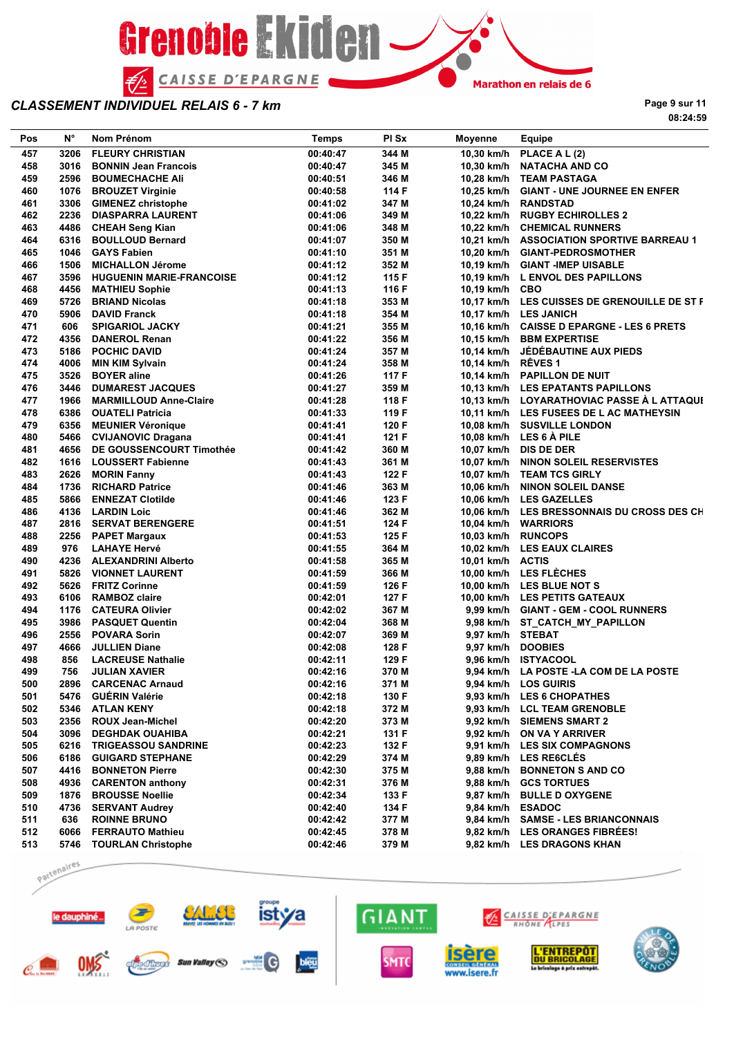# Grenoble Ekiden

Marathon en relais de 6

## CLASSEMENT INDIVIDUEL RELAIS 6 - 7 km

08:24:59

| Pos | N° | Nom Prénom | Temps | Pl Sx | Moyenne | Equipe |
|---|---|---|---|---|---|---|
| 457 | 3206 | FLEURY CHRISTIAN | 00:40:47 | 344 M | 10,30 km/h | PLACE A L (2) |
| 458 | 3016 | BONNIN Jean Francois | 00:40:47 | 345 M | 10,30 km/h | NATACHA AND CO |
| 459 | 2596 | BOUMECHACHE Ali | 00:40:51 | 346 M | 10,28 km/h | TEAM PASTAGA |
| 460 | 1076 | BROUZET Virginie | 00:40:58 | 114 F | 10,25 km/h | GIANT - UNE JOURNEE EN ENFER |
| 461 | 3306 | GIMENEZ christophe | 00:41:02 | 347 M | 10,24 km/h | RANDSTAD |
| 462 | 2236 | DIASPARRA LAURENT | 00:41:06 | 349 M | 10,22 km/h | RUGBY ECHIROLLES 2 |
| 463 | 4486 | CHEAH Seng Kian | 00:41:06 | 348 M | 10,22 km/h | CHEMICAL RUNNERS |
| 464 | 6316 | BOULLOUD Bernard | 00:41:07 | 350 M | 10,21 km/h | ASSOCIATION SPORTIVE BARREAU 1 |
| 465 | 1046 | GAYS Fabien | 00:41:10 | 351 M | 10,20 km/h | GIANT-PEDROSMOTHER |
| 466 | 1506 | MICHALLON Jérome | 00:41:12 | 352 M | 10,19 km/h | GIANT -IMEP UISABLE |
| 467 | 3596 | HUGUENIN MARIE-FRANCOISE | 00:41:12 | 115 F | 10,19 km/h | L ENVOL DES PAPILLONS |
| 468 | 4456 | MATHIEU Sophie | 00:41:13 | 116 F | 10,19 km/h | CBO |
| 469 | 5726 | BRIAND Nicolas | 00:41:18 | 353 M | 10,17 km/h | LES CUISSES DE GRENOUILLE DE ST F |
| 470 | 5906 | DAVID Franck | 00:41:18 | 354 M | 10,17 km/h | LES JANICH |
| 471 | 606 | SPIGARIOL JACKY | 00:41:21 | 355 M | 10,16 km/h | CAISSE D EPARGNE - LES 6 PRETS |
| 472 | 4356 | DANEROL Renan | 00:41:22 | 356 M | 10,15 km/h | BBM EXPERTISE |
| 473 | 5186 | POCHIC DAVID | 00:41:24 | 357 M | 10,14 km/h | JÉDÉBAUTINE AUX PIEDS |
| 474 | 4006 | MIN KIM Sylvain | 00:41:24 | 358 M | 10,14 km/h | RÊVES 1 |
| 475 | 3526 | BOYER aline | 00:41:26 | 117 F | 10,14 km/h | PAPILLON DE NUIT |
| 476 | 3446 | DUMAREST JACQUES | 00:41:27 | 359 M | 10,13 km/h | LES EPATANTS PAPILLONS |
| 477 | 1966 | MARMILLOUD Anne-Claire | 00:41:28 | 118 F | 10,13 km/h | LOYARATHOVIAC PASSE À L ATTAQUI |
| 478 | 6386 | OUATELI Patricia | 00:41:33 | 119 F | 10,11 km/h | LES FUSEES DE L AC MATHEYSIN |
| 479 | 6356 | MEUNIER Véronique | 00:41:41 | 120 F | 10,08 km/h | SUSVILLE LONDON |
| 480 | 5466 | CVIJANOVIC Dragana | 00:41:41 | 121 F | 10,08 km/h | LES 6 À PILE |
| 481 | 4656 | DE GOUSSENCOURT Timothée | 00:41:42 | 360 M | 10,07 km/h | DIS DE DER |
| 482 | 1616 | LOUSSERT Fabienne | 00:41:43 | 361 M | 10,07 km/h | NINON SOLEIL RESERVISTES |
| 483 | 2626 | MORIN Fanny | 00:41:43 | 122 F | 10,07 km/h | TEAM TCS GIRLY |
| 484 | 1736 | RICHARD Patrice | 00:41:46 | 363 M | 10,06 km/h | NINON SOLEIL DANSE |
| 485 | 5866 | ENNEZAT Clotilde | 00:41:46 | 123 F | 10,06 km/h | LES GAZELLES |
| 486 | 4136 | LARDIN Loic | 00:41:46 | 362 M | 10,06 km/h | LES BRESSONNAIS DU CROSS DES CH |
| 487 | 2816 | SERVAT BERENGERE | 00:41:51 | 124 F | 10,04 km/h | WARRIORS |
| 488 | 2256 | PAPET Margaux | 00:41:53 | 125 F | 10,03 km/h | RUNCOPS |
| 489 | 976 | LAHAYE Hervé | 00:41:55 | 364 M | 10,02 km/h | LES EAUX CLAIRES |
| 490 | 4236 | ALEXANDRINI Alberto | 00:41:58 | 365 M | 10,01 km/h | ACTIS |
| 491 | 5826 | VIONNET LAURENT | 00:41:59 | 366 M | 10,00 km/h | LES FLÈCHES |
| 492 | 5626 | FRITZ Corinne | 00:41:59 | 126 F | 10,00 km/h | LES BLUE NOT S |
| 493 | 6106 | RAMBOZ claire | 00:42:01 | 127 F | 10,00 km/h | LES PETITS GATEAUX |
| 494 | 1176 | CATEURA Olivier | 00:42:02 | 367 M | 9,99 km/h | GIANT - GEM - COOL RUNNERS |
| 495 | 3986 | PASQUET Quentin | 00:42:04 | 368 M | 9,98 km/h | ST_CATCH_MY_PAPILLON |
| 496 | 2556 | POVARA Sorin | 00:42:07 | 369 M | 9,97 km/h | STEBAT |
| 497 | 4666 | JULLIEN Diane | 00:42:08 | 128 F | 9,97 km/h | DOOBIES |
| 498 | 856 | LACREUSE Nathalie | 00:42:11 | 129 F | 9,96 km/h | ISTYACOOL |
| 499 | 756 | JULIAN XAVIER | 00:42:16 | 370 M | 9,94 km/h | LA POSTE -LA COM DE LA POSTE |
| 500 | 2896 | CARCENAC Arnaud | 00:42:16 | 371 M | 9,94 km/h | LOS GUIRIS |
| 501 | 5476 | GUÉRIN Valérie | 00:42:18 | 130 F | 9,93 km/h | LES 6 CHOPATHES |
| 502 | 5346 | ATLAN KENY | 00:42:18 | 372 M | 9,93 km/h | LCL TEAM GRENOBLE |
| 503 | 2356 | ROUX Jean-Michel | 00:42:20 | 373 M | 9,92 km/h | SIEMENS SMART 2 |
| 504 | 3096 | DEGHDAK OUAHIBA | 00:42:21 | 131 F | 9,92 km/h | ON VA Y ARRIVER |
| 505 | 6216 | TRIGEASSOU SANDRINE | 00:42:23 | 132 F | 9,91 km/h | LES SIX COMPAGNONS |
| 506 | 6186 | GUIGARD STEPHANE | 00:42:29 | 374 M | 9,89 km/h | LES RE6CLÉS |
| 507 | 4416 | BONNETON Pierre | 00:42:30 | 375 M | 9,88 km/h | BONNETON S AND CO |
| 508 | 4936 | CARENTON anthony | 00:42:31 | 376 M | 9,88 km/h | GCS TORTUES |
| 509 | 1876 | BROUSSE Noellie | 00:42:34 | 133 F | 9,87 km/h | BULLE D OXYGENE |
| 510 | 4736 | SERVANT Audrey | 00:42:40 | 134 F | 9,84 km/h | ESADOC |
| 511 | 636 | ROINNE BRUNO | 00:42:42 | 377 M | 9,84 km/h | SAMSE - LES BRIANCONNAIS |
| 512 | 6066 | FERRAUTO Mathieu | 00:42:45 | 378 M | 9,82 km/h | LES ORANGES FIBRÉES! |
| 513 | 5746 | TOURLAN Christophe | 00:42:46 | 379 M | 9,82 km/h | LES DRAGONS KHAN |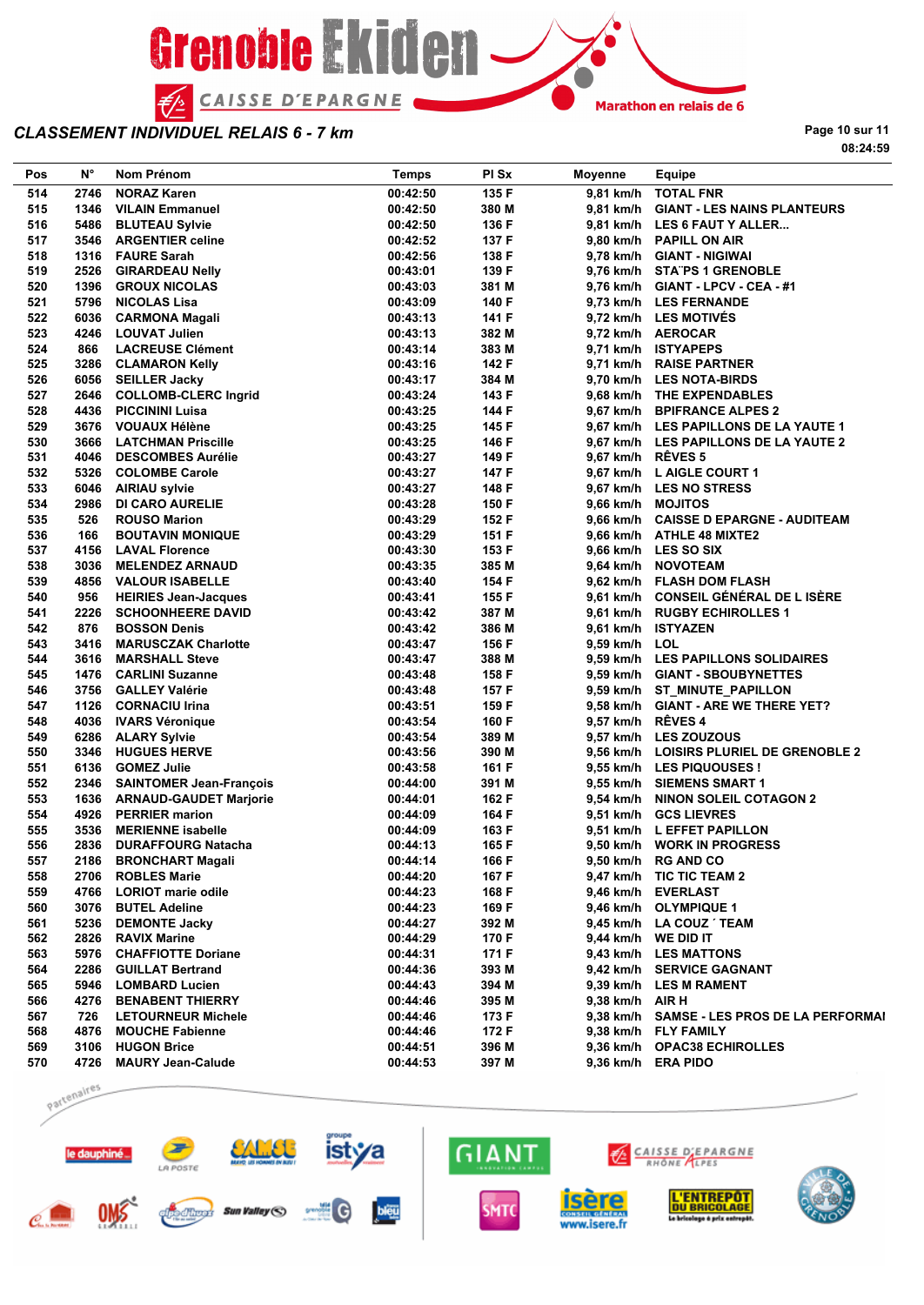Grenoble Ekiden

CAISSE D'EPARGNE

Marathon en relais de 6

## CLASSEMENT INDIVIDUEL RELAIS 6 - 7 km

08:24:59

| Pos | N° | Nom Prénom | Temps | Pl Sx | Moyenne | Equipe |
|---|---|---|---|---|---|---|
| 514 | 2746 | NORAZ Karen | 00:42:50 | 135 F | 9,81 km/h | TOTAL FNR |
| 515 | 1346 | VILAIN Emmanuel | 00:42:50 | 380 M | 9,81 km/h | GIANT - LES NAINS PLANTEURS |
| 516 | 5486 | BLUTEAU Sylvie | 00:42:50 | 136 F | 9,81 km/h | LES 6 FAUT Y ALLER... |
| 517 | 3546 | ARGENTIER celine | 00:42:52 | 137 F | 9,80 km/h | PAPILL ON AIR |
| 518 | 1316 | FAURE Sarah | 00:42:56 | 138 F | 9,78 km/h | GIANT - NIGIWAI |
| 519 | 2526 | GIRARDEAU Nelly | 00:43:01 | 139 F | 9,76 km/h | STA"PS 1 GRENOBLE |
| 520 | 1396 | GROUX NICOLAS | 00:43:03 | 381 M | 9,76 km/h | GIANT - LPCV - CEA - #1 |
| 521 | 5796 | NICOLAS Lisa | 00:43:09 | 140 F | 9,73 km/h | LES FERNANDE |
| 522 | 6036 | CARMONA Magali | 00:43:13 | 141 F | 9,72 km/h | LES MOTIVÉS |
| 523 | 4246 | LOUVAT Julien | 00:43:13 | 382 M | 9,72 km/h | AEROCAR |
| 524 | 866 | LACREUSE Clément | 00:43:14 | 383 M | 9,71 km/h | ISTYAPEPS |
| 525 | 3286 | CLAMARON Kelly | 00:43:16 | 142 F | 9,71 km/h | RAISE PARTNER |
| 526 | 6056 | SEILLER Jacky | 00:43:17 | 384 M | 9,70 km/h | LES NOTA-BIRDS |
| 527 | 2646 | COLLOMB-CLERC Ingrid | 00:43:24 | 143 F | 9,68 km/h | THE EXPENDABLES |
| 528 | 4436 | PICCININI Luisa | 00:43:25 | 144 F | 9,67 km/h | BPIFRANCE ALPES 2 |
| 529 | 3676 | VOUAUX Hélène | 00:43:25 | 145 F | 9,67 km/h | LES PAPILLONS DE LA YAUTE 1 |
| 530 | 3666 | LATCHMAN Priscille | 00:43:25 | 146 F | 9,67 km/h | LES PAPILLONS DE LA YAUTE 2 |
| 531 | 4046 | DESCOMBES Aurélie | 00:43:27 | 149 F | 9,67 km/h | RÊVES 5 |
| 532 | 5326 | COLOMBE Carole | 00:43:27 | 147 F | 9,67 km/h | L AIGLE COURT 1 |
| 533 | 6046 | AIRIAU sylvie | 00:43:27 | 148 F | 9,67 km/h | LES NO STRESS |
| 534 | 2986 | DI CARO AURELIE | 00:43:28 | 150 F | 9,66 km/h | MOJITOS |
| 535 | 526 | ROUSO Marion | 00:43:29 | 152 F | 9,66 km/h | CAISSE D EPARGNE - AUDITEAM |
| 536 | 166 | BOUTAVIN MONIQUE | 00:43:29 | 151 F | 9,66 km/h | ATHLE 48 MIXTE2 |
| 537 | 4156 | LAVAL Florence | 00:43:30 | 153 F | 9,66 km/h | LES SO SIX |
| 538 | 3036 | MELENDEZ ARNAUD | 00:43:35 | 385 M | 9,64 km/h | NOVOTEAM |
| 539 | 4856 | VALOUR ISABELLE | 00:43:40 | 154 F | 9,62 km/h | FLASH DOM FLASH |
| 540 | 956 | HEIRIES Jean-Jacques | 00:43:41 | 155 F | 9,61 km/h | CONSEIL GÉNÉRAL DE L ISÈRE |
| 541 | 2226 | SCHOONHEERE DAVID | 00:43:42 | 387 M | 9,61 km/h | RUGBY ECHIROLLES 1 |
| 542 | 876 | BOSSON Denis | 00:43:42 | 386 M | 9,61 km/h | ISTYAZEN |
| 543 | 3416 | MARUSCZAK Charlotte | 00:43:47 | 156 F | 9,59 km/h | LOL |
| 544 | 3616 | MARSHALL Steve | 00:43:47 | 388 M | 9,59 km/h | LES PAPILLONS SOLIDAIRES |
| 545 | 1476 | CARLINI Suzanne | 00:43:48 | 158 F | 9,59 km/h | GIANT - SBOUBYNETTES |
| 546 | 3756 | GALLEY Valérie | 00:43:48 | 157 F | 9,59 km/h | ST_MINUTE_PAPILLON |
| 547 | 1126 | CORNACIU Irina | 00:43:51 | 159 F | 9,58 km/h | GIANT - ARE WE THERE YET? |
| 548 | 4036 | IVARS Véronique | 00:43:54 | 160 F | 9,57 km/h | RÊVES 4 |
| 549 | 6286 | ALARY Sylvie | 00:43:54 | 389 M | 9,57 km/h | LES ZOUZOUS |
| 550 | 3346 | HUGUES HERVE | 00:43:56 | 390 M | 9,56 km/h | LOISIRS PLURIEL DE GRENOBLE 2 |
| 551 | 6136 | GOMEZ Julie | 00:43:58 | 161 F | 9,55 km/h | LES PIQUOUSES ! |
| 552 | 2346 | SAINTOMER Jean-François | 00:44:00 | 391 M | 9,55 km/h | SIEMENS SMART 1 |
| 553 | 1636 | ARNAUD-GAUDET Marjorie | 00:44:01 | 162 F | 9,54 km/h | NINON SOLEIL COTAGON 2 |
| 554 | 4926 | PERRIER marion | 00:44:09 | 164 F | 9,51 km/h | GCS LIEVRES |
| 555 | 3536 | MERIENNE isabelle | 00:44:09 | 163 F | 9,51 km/h | L EFFET PAPILLON |
| 556 | 2836 | DURAFFOURG Natacha | 00:44:13 | 165 F | 9,50 km/h | WORK IN PROGRESS |
| 557 | 2186 | BRONCHART Magali | 00:44:14 | 166 F | 9,50 km/h | RG AND CO |
| 558 | 2706 | ROBLES Marie | 00:44:20 | 167 F | 9,47 km/h | TIC TIC TEAM 2 |
| 559 | 4766 | LORIOT marie odile | 00:44:23 | 168 F | 9,46 km/h | EVERLAST |
| 560 | 3076 | BUTEL Adeline | 00:44:23 | 169 F | 9,46 km/h | OLYMPIQUE 1 |
| 561 | 5236 | DEMONTE Jacky | 00:44:27 | 392 M | 9,45 km/h | LA COUZ ´ TEAM |
| 562 | 2826 | RAVIX Marine | 00:44:29 | 170 F | 9,44 km/h | WE DID IT |
| 563 | 5976 | CHAFFIOTTE Doriane | 00:44:31 | 171 F | 9,43 km/h | LES MATTONS |
| 564 | 2286 | GUILLAT Bertrand | 00:44:36 | 393 M | 9,42 km/h | SERVICE GAGNANT |
| 565 | 5946 | LOMBARD Lucien | 00:44:43 | 394 M | 9,39 km/h | LES M RAMENT |
| 566 | 4276 | BENABENT THIERRY | 00:44:46 | 395 M | 9,38 km/h | AIR H |
| 567 | 726 | LETOURNEUR Michele | 00:44:46 | 173 F | 9,38 km/h | SAMSE - LES PROS DE LA PERFORMAI |
| 568 | 4876 | MOUCHE Fabienne | 00:44:46 | 172 F | 9,38 km/h | FLY FAMILY |
| 569 | 3106 | HUGON Brice | 00:44:51 | 396 M | 9,36 km/h | OPAC38 ECHIROLLES |
| 570 | 4726 | MAURY Jean-Calude | 00:44:53 | 397 M | 9,36 km/h | ERA PIDO |

Partenaires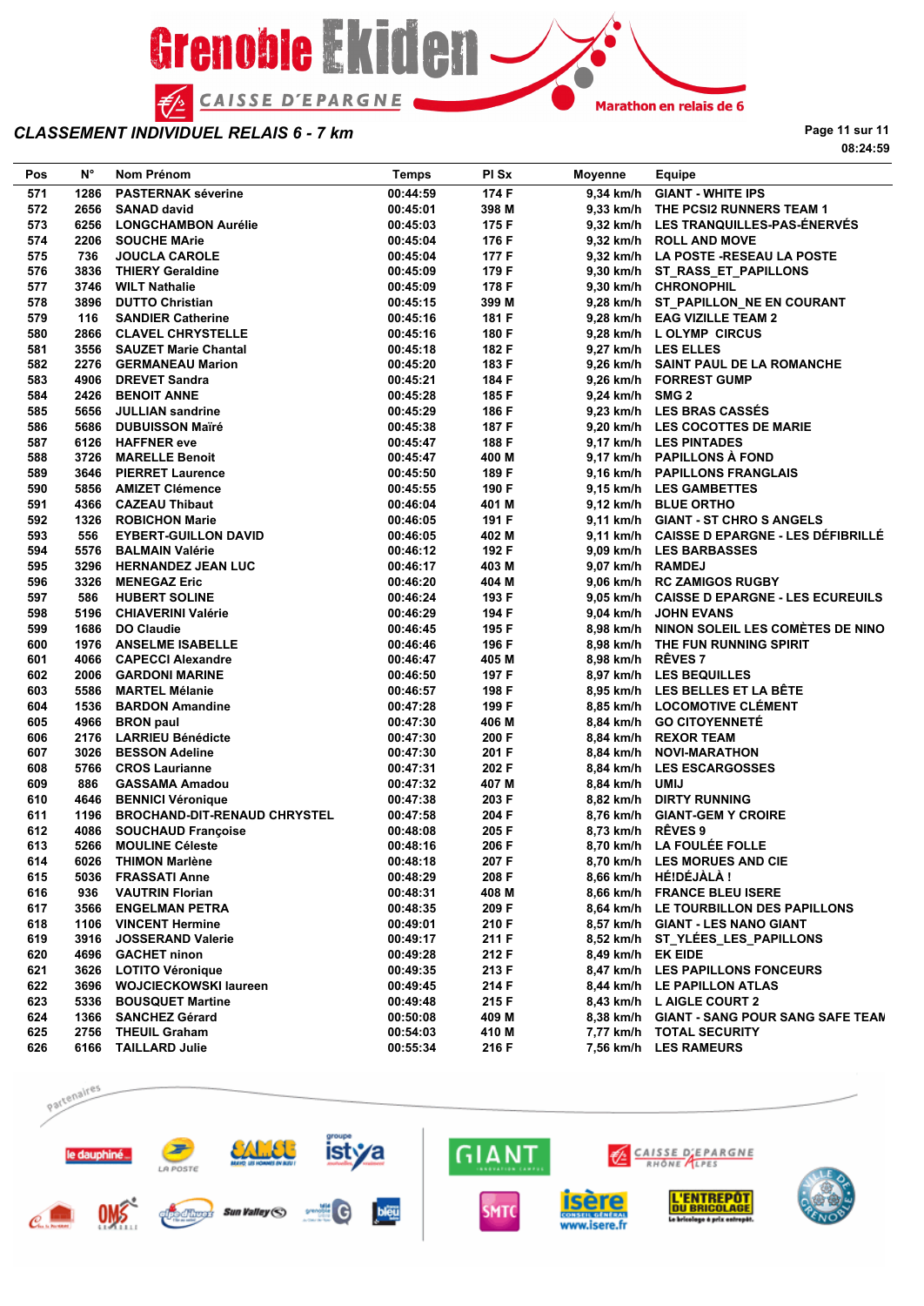# CLASSEMENT INDIVIDUEL RELAIS 6 - 7 km

08:24:59

| Pos | N° | Nom Prénom | Temps | Pl Sx | Moyenne | Equipe |
|---|---|---|---|---|---|---|
| 571 | 1286 | PASTERNAK séverine | 00:44:59 | 174 F | 9,34 km/h | GIANT - WHITE IPS |
| 572 | 2656 | SANAD david | 00:45:01 | 398 M | 9,33 km/h | THE PCSI2 RUNNERS TEAM 1 |
| 573 | 6256 | LONGCHAMBON Aurélie | 00:45:03 | 175 F | 9,32 km/h | LES TRANQUILLES-PAS-ÉNERVÉS |
| 574 | 2206 | SOUCHE MArie | 00:45:04 | 176 F | 9,32 km/h | ROLL AND MOVE |
| 575 | 736 | JOUCLA CAROLE | 00:45:04 | 177 F | 9,32 km/h | LA POSTE -RESEAU LA POSTE |
| 576 | 3836 | THIERY Geraldine | 00:45:09 | 179 F | 9,30 km/h | ST_RASS_ET_PAPILLONS |
| 577 | 3746 | WILT Nathalie | 00:45:09 | 178 F | 9,30 km/h | CHRONOPHIL |
| 578 | 3896 | DUTTO Christian | 00:45:15 | 399 M | 9,28 km/h | ST_PAPILLON_NE EN COURANT |
| 579 | 116 | SANDIER Catherine | 00:45:16 | 181 F | 9,28 km/h | EAG VIZILLE TEAM 2 |
| 580 | 2866 | CLAVEL CHRYSTELLE | 00:45:16 | 180 F | 9,28 km/h | L OLYMP CIRCUS |
| 581 | 3556 | SAUZET Marie Chantal | 00:45:18 | 182 F | 9,27 km/h | LES ELLES |
| 582 | 2276 | GERMANEAU Marion | 00:45:20 | 183 F | 9,26 km/h | SAINT PAUL DE LA ROMANCHE |
| 583 | 4906 | DREVET Sandra | 00:45:21 | 184 F | 9,26 km/h | FORREST GUMP |
| 584 | 2426 | BENOIT ANNE | 00:45:28 | 185 F | 9,24 km/h | SMG 2 |
| 585 | 5656 | JULLIAN sandrine | 00:45:29 | 186 F | 9,23 km/h | LES BRAS CASSÉS |
| 586 | 5686 | DUBUISSON Maïré | 00:45:38 | 187 F | 9,20 km/h | LES COCOTTES DE MARIE |
| 587 | 6126 | HAFFNER eve | 00:45:47 | 188 F | 9,17 km/h | LES PINTADES |
| 588 | 3726 | MARELLE Benoit | 00:45:47 | 400 M | 9,17 km/h | PAPILLONS À FOND |
| 589 | 3646 | PIERRET Laurence | 00:45:50 | 189 F | 9,16 km/h | PAPILLONS FRANGLAIS |
| 590 | 5856 | AMIZET Clémence | 00:45:55 | 190 F | 9,15 km/h | LES GAMBETTES |
| 591 | 4366 | CAZEAU Thibaut | 00:46:04 | 401 M | 9,12 km/h | BLUE ORTHO |
| 592 | 1326 | ROBICHON Marie | 00:46:05 | 191 F | 9,11 km/h | GIANT - ST CHRO S ANGELS |
| 593 | 556 | EYBERT-GUILLON DAVID | 00:46:05 | 402 M | 9,11 km/h | CAISSE D EPARGNE - LES DÉFIBRILLÉ |
| 594 | 5576 | BALMAIN Valérie | 00:46:12 | 192 F | 9,09 km/h | LES BARBASSES |
| 595 | 3296 | HERNANDEZ JEAN LUC | 00:46:17 | 403 M | 9,07 km/h | RAMDEJ |
| 596 | 3326 | MENEGAZ Eric | 00:46:20 | 404 M | 9,06 km/h | RC ZAMIGOS RUGBY |
| 597 | 586 | HUBERT SOLINE | 00:46:24 | 193 F | 9,05 km/h | CAISSE D EPARGNE - LES ECUREUILS |
| 598 | 5196 | CHIAVERINI Valérie | 00:46:29 | 194 F | 9,04 km/h | JOHN EVANS |
| 599 | 1686 | DO Claudie | 00:46:45 | 195 F | 8,98 km/h | NINON SOLEIL LES COMÈTES DE NINO |
| 600 | 1976 | ANSELME ISABELLE | 00:46:46 | 196 F | 8,98 km/h | THE FUN RUNNING SPIRIT |
| 601 | 4066 | CAPECCI Alexandre | 00:46:47 | 405 M | 8,98 km/h | RÊVES 7 |
| 602 | 2006 | GARDONI MARINE | 00:46:50 | 197 F | 8,97 km/h | LES BEQUILLES |
| 603 | 5586 | MARTEL Mélanie | 00:46:57 | 198 F | 8,95 km/h | LES BELLES ET LA BÊTE |
| 604 | 1536 | BARDON Amandine | 00:47:28 | 199 F | 8,85 km/h | LOCOMOTIVE CLÉMENT |
| 605 | 4966 | BRON paul | 00:47:30 | 406 M | 8,84 km/h | GO CITOYENNETÉ |
| 606 | 2176 | LARRIEU Bénédicte | 00:47:30 | 200 F | 8,84 km/h | REXOR TEAM |
| 607 | 3026 | BESSON Adeline | 00:47:30 | 201 F | 8,84 km/h | NOVI-MARATHON |
| 608 | 5766 | CROS Laurianne | 00:47:31 | 202 F | 8,84 km/h | LES ESCARGOSSES |
| 609 | 886 | GASSAMA Amadou | 00:47:32 | 407 M | 8,84 km/h | UMIJ |
| 610 | 4646 | BENNICI Véronique | 00:47:38 | 203 F | 8,82 km/h | DIRTY RUNNING |
| 611 | 1196 | BROCHAND-DIT-RENAUD CHRYSTEL | 00:47:58 | 204 F | 8,76 km/h | GIANT-GEM Y CROIRE |
| 612 | 4086 | SOUCHAUD Françoise | 00:48:08 | 205 F | 8,73 km/h | RÊVES 9 |
| 613 | 5266 | MOULINE Céleste | 00:48:16 | 206 F | 8,70 km/h | LA FOULÉE FOLLE |
| 614 | 6026 | THIMON Marlène | 00:48:18 | 207 F | 8,70 km/h | LES MORUES AND CIE |
| 615 | 5036 | FRASSATI Anne | 00:48:29 | 208 F | 8,66 km/h | HÉ!DÉJÀLÀ ! |
| 616 | 936 | VAUTRIN Florian | 00:48:31 | 408 M | 8,66 km/h | FRANCE BLEU ISERE |
| 617 | 3566 | ENGELMAN PETRA | 00:48:35 | 209 F | 8,64 km/h | LE TOURBILLON DES PAPILLONS |
| 618 | 1106 | VINCENT Hermine | 00:49:01 | 210 F | 8,57 km/h | GIANT - LES NANO GIANT |
| 619 | 3916 | JOSSERAND Valerie | 00:49:17 | 211 F | 8,52 km/h | ST_YLÉES_LES_PAPILLONS |
| 620 | 4696 | GACHET ninon | 00:49:28 | 212 F | 8,49 km/h | EK EIDE |
| 621 | 3626 | LOTITO Véronique | 00:49:35 | 213 F | 8,47 km/h | LES PAPILLONS FONCEURS |
| 622 | 3696 | WOJCIECKOWSKI laureen | 00:49:45 | 214 F | 8,44 km/h | LE PAPILLON ATLAS |
| 623 | 5336 | BOUSQUET Martine | 00:49:48 | 215 F | 8,43 km/h | L AIGLE COURT 2 |
| 624 | 1366 | SANCHEZ Gérard | 00:50:08 | 409 M | 8,38 km/h | GIANT - SANG POUR SANG SAFE TEAM |
| 625 | 2756 | THEUIL Graham | 00:54:03 | 410 M | 7,77 km/h | TOTAL SECURITY |
| 626 | 6166 | TAILLARD Julie | 00:55:34 | 216 F | 7,56 km/h | LES RAMEURS |